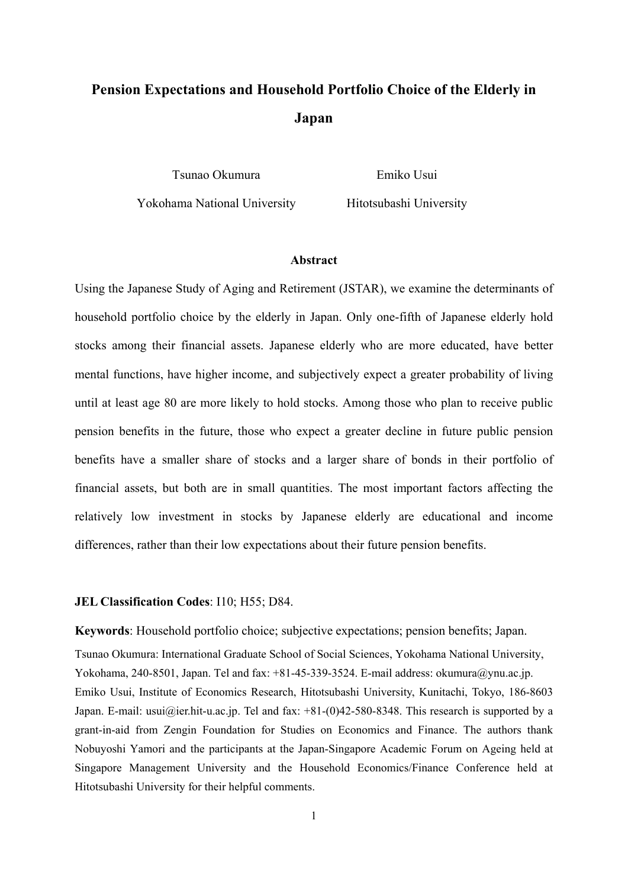# Pension Expectations and Household Portfolio Choice of the Elderly in Japan

Tsunao Okumura — Yokohama National University

Emiko Usui — Hitotsubashi University

## Abstract

Using the Japanese Study of Aging and Retirement (JSTAR), we examine the determinants of household portfolio choice by the elderly in Japan. Only one-fifth of Japanese elderly hold stocks among their financial assets. Japanese elderly who are more educated, have better mental functions, have higher income, and subjectively expect a greater probability of living until at least age 80 are more likely to hold stocks. Among those who plan to receive public pension benefits in the future, those who expect a greater decline in future public pension benefits have a smaller share of stocks and a larger share of bonds in their portfolio of financial assets, but both are in small quantities. The most important factors affecting the relatively low investment in stocks by Japanese elderly are educational and income differences, rather than their low expectations about their future pension benefits.

**JEL Classification Codes**: I10; H55; D84.

**Keywords**: Household portfolio choice; subjective expectations; pension benefits; Japan.

Tsunao Okumura: International Graduate School of Social Sciences, Yokohama National University, Yokohama, 240-8501, Japan. Tel and fax: +81-45-339-3524. E-mail address: okumura@ynu.ac.jp. Emiko Usui, Institute of Economics Research, Hitotsubashi University, Kunitachi, Tokyo, 186-8603 Japan. E-mail: usui@ier.hit-u.ac.jp. Tel and fax: +81-(0)42-580-8348. This research is supported by a grant-in-aid from Zengin Foundation for Studies on Economics and Finance. The authors thank Nobuyoshi Yamori and the participants at the Japan-Singapore Academic Forum on Ageing held at Singapore Management University and the Household Economics/Finance Conference held at Hitotsubashi University for their helpful comments.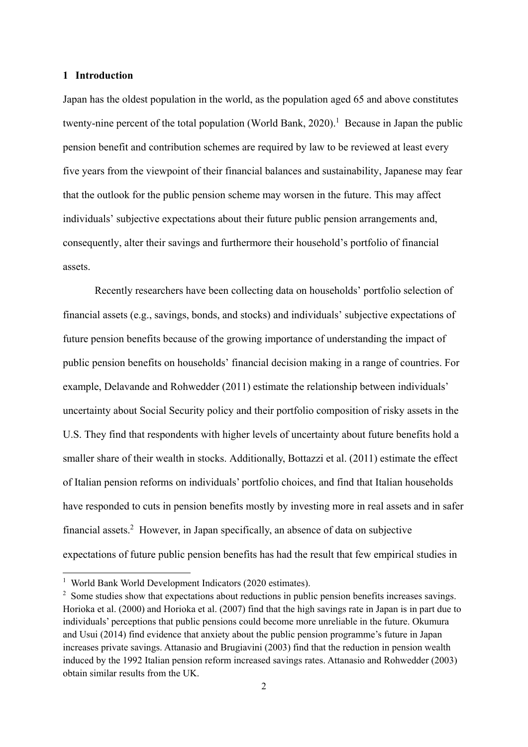## 1 Introduction

Japan has the oldest population in the world, as the population aged 65 and above constitutes twenty-nine percent of the total population (World Bank, 2020).[1] Because in Japan the public pension benefit and contribution schemes are required by law to be reviewed at least every five years from the viewpoint of their financial balances and sustainability, Japanese may fear that the outlook for the public pension scheme may worsen in the future. This may affect individuals' subjective expectations about their future public pension arrangements and, consequently, alter their savings and furthermore their household's portfolio of financial assets.

Recently researchers have been collecting data on households' portfolio selection of financial assets (e.g., savings, bonds, and stocks) and individuals' subjective expectations of future pension benefits because of the growing importance of understanding the impact of public pension benefits on households' financial decision making in a range of countries. For example, Delavande and Rohwedder (2011) estimate the relationship between individuals' uncertainty about Social Security policy and their portfolio composition of risky assets in the U.S. They find that respondents with higher levels of uncertainty about future benefits hold a smaller share of their wealth in stocks. Additionally, Bottazzi et al. (2011) estimate the effect of Italian pension reforms on individuals' portfolio choices, and find that Italian households have responded to cuts in pension benefits mostly by investing more in real assets and in safer financial assets.[2] However, in Japan specifically, an absence of data on subjective expectations of future public pension benefits has had the result that few empirical studies in

---

[1] World Bank World Development Indicators (2020 estimates).

[2] Some studies show that expectations about reductions in public pension benefits increases savings. Horioka et al. (2000) and Horioka et al. (2007) find that the high savings rate in Japan is in part due to individuals' perceptions that public pensions could become more unreliable in the future. Okumura and Usui (2014) find evidence that anxiety about the public pension programme's future in Japan increases private savings. Attanasio and Brugiavini (2003) find that the reduction in pension wealth induced by the 1992 Italian pension reform increased savings rates. Attanasio and Rohwedder (2003) obtain similar results from the UK.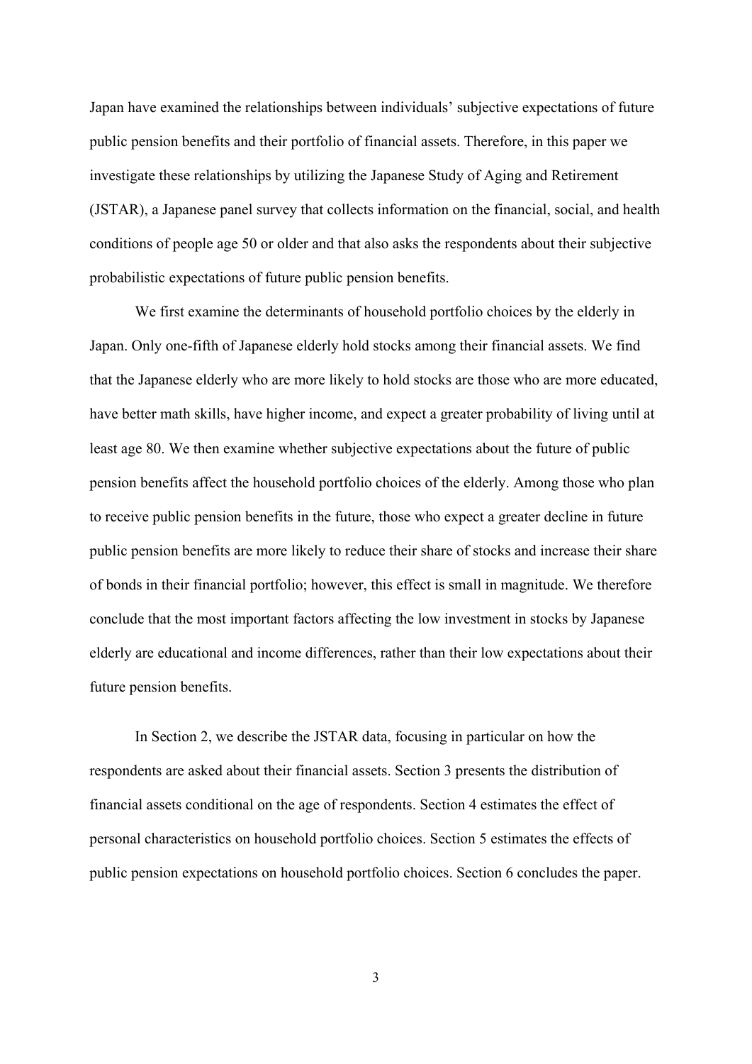Japan have examined the relationships between individuals' subjective expectations of future public pension benefits and their portfolio of financial assets. Therefore, in this paper we investigate these relationships by utilizing the Japanese Study of Aging and Retirement (JSTAR), a Japanese panel survey that collects information on the financial, social, and health conditions of people age 50 or older and that also asks the respondents about their subjective probabilistic expectations of future public pension benefits.

We first examine the determinants of household portfolio choices by the elderly in Japan. Only one-fifth of Japanese elderly hold stocks among their financial assets. We find that the Japanese elderly who are more likely to hold stocks are those who are more educated, have better math skills, have higher income, and expect a greater probability of living until at least age 80. We then examine whether subjective expectations about the future of public pension benefits affect the household portfolio choices of the elderly. Among those who plan to receive public pension benefits in the future, those who expect a greater decline in future public pension benefits are more likely to reduce their share of stocks and increase their share of bonds in their financial portfolio; however, this effect is small in magnitude. We therefore conclude that the most important factors affecting the low investment in stocks by Japanese elderly are educational and income differences, rather than their low expectations about their future pension benefits.

In Section 2, we describe the JSTAR data, focusing in particular on how the respondents are asked about their financial assets. Section 3 presents the distribution of financial assets conditional on the age of respondents. Section 4 estimates the effect of personal characteristics on household portfolio choices. Section 5 estimates the effects of public pension expectations on household portfolio choices. Section 6 concludes the paper.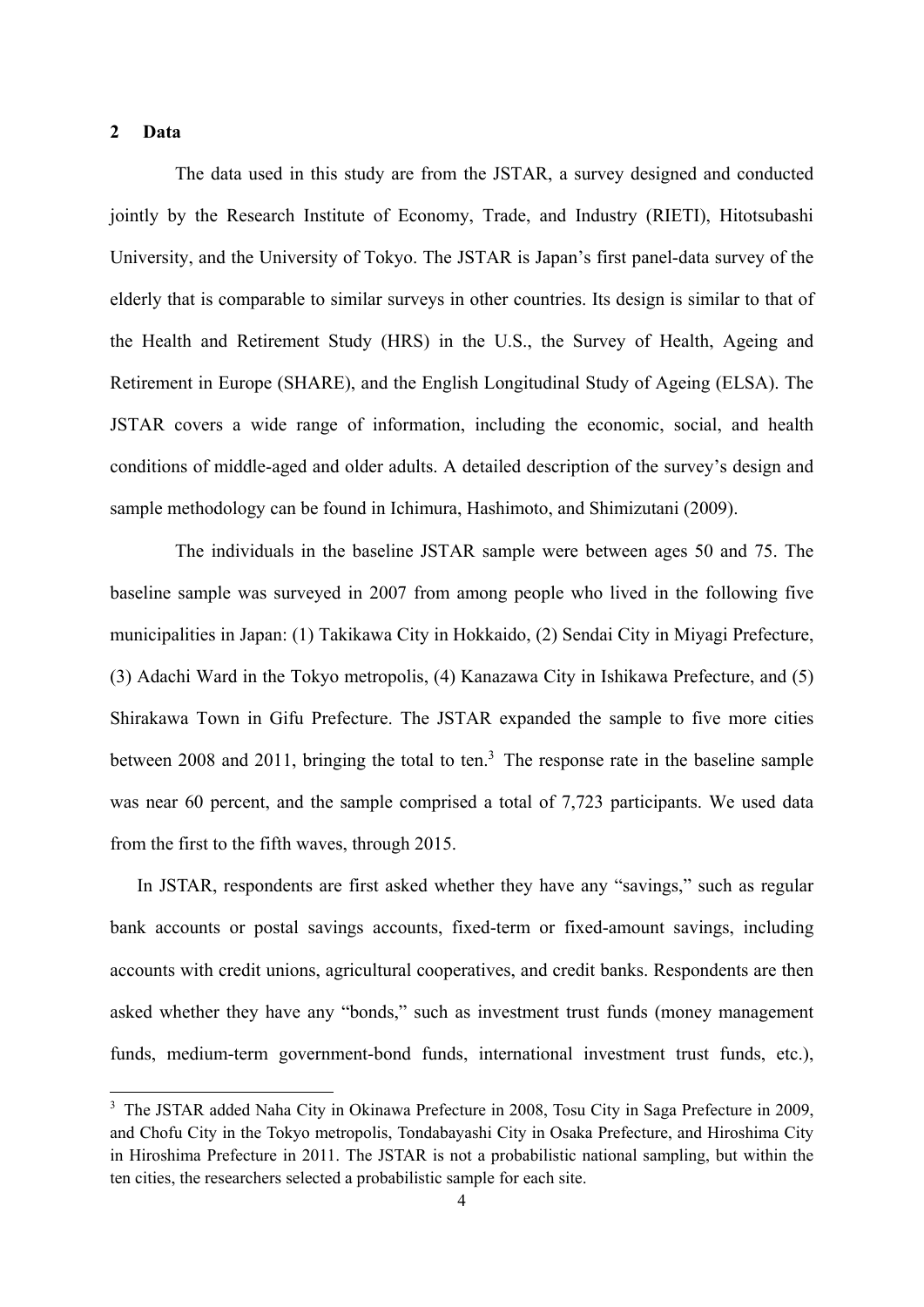## 2 Data

The data used in this study are from the JSTAR, a survey designed and conducted jointly by the Research Institute of Economy, Trade, and Industry (RIETI), Hitotsubashi University, and the University of Tokyo. The JSTAR is Japan's first panel-data survey of the elderly that is comparable to similar surveys in other countries. Its design is similar to that of the Health and Retirement Study (HRS) in the U.S., the Survey of Health, Ageing and Retirement in Europe (SHARE), and the English Longitudinal Study of Ageing (ELSA). The JSTAR covers a wide range of information, including the economic, social, and health conditions of middle-aged and older adults. A detailed description of the survey's design and sample methodology can be found in Ichimura, Hashimoto, and Shimizutani (2009).

The individuals in the baseline JSTAR sample were between ages 50 and 75. The baseline sample was surveyed in 2007 from among people who lived in the following five municipalities in Japan: (1) Takikawa City in Hokkaido, (2) Sendai City in Miyagi Prefecture, (3) Adachi Ward in the Tokyo metropolis, (4) Kanazawa City in Ishikawa Prefecture, and (5) Shirakawa Town in Gifu Prefecture. The JSTAR expanded the sample to five more cities between 2008 and 2011, bringing the total to ten.[3] The response rate in the baseline sample was near 60 percent, and the sample comprised a total of 7,723 participants. We used data from the first to the fifth waves, through 2015.

In JSTAR, respondents are first asked whether they have any "savings," such as regular bank accounts or postal savings accounts, fixed-term or fixed-amount savings, including accounts with credit unions, agricultural cooperatives, and credit banks. Respondents are then asked whether they have any "bonds," such as investment trust funds (money management funds, medium-term government-bond funds, international investment trust funds, etc.),

[3] The JSTAR added Naha City in Okinawa Prefecture in 2008, Tosu City in Saga Prefecture in 2009, and Chofu City in the Tokyo metropolis, Tondabayashi City in Osaka Prefecture, and Hiroshima City in Hiroshima Prefecture in 2011. The JSTAR is not a probabilistic national sampling, but within the ten cities, the researchers selected a probabilistic sample for each site.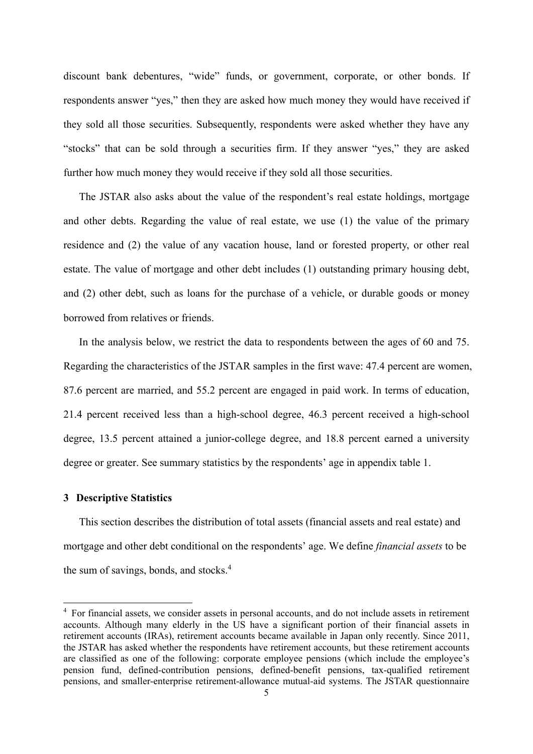discount bank debentures, "wide" funds, or government, corporate, or other bonds. If respondents answer "yes," then they are asked how much money they would have received if they sold all those securities. Subsequently, respondents were asked whether they have any "stocks" that can be sold through a securities firm. If they answer "yes," they are asked further how much money they would receive if they sold all those securities.

The JSTAR also asks about the value of the respondent's real estate holdings, mortgage and other debts. Regarding the value of real estate, we use (1) the value of the primary residence and (2) the value of any vacation house, land or forested property, or other real estate. The value of mortgage and other debt includes (1) outstanding primary housing debt, and (2) other debt, such as loans for the purchase of a vehicle, or durable goods or money borrowed from relatives or friends.

In the analysis below, we restrict the data to respondents between the ages of 60 and 75. Regarding the characteristics of the JSTAR samples in the first wave: 47.4 percent are women, 87.6 percent are married, and 55.2 percent are engaged in paid work. In terms of education, 21.4 percent received less than a high-school degree, 46.3 percent received a high-school degree, 13.5 percent attained a junior-college degree, and 18.8 percent earned a university degree or greater. See summary statistics by the respondents' age in appendix table 1.

## 3 Descriptive Statistics

This section describes the distribution of total assets (financial assets and real estate) and mortgage and other debt conditional on the respondents' age. We define *financial assets* to be the sum of savings, bonds, and stocks.[4]

---

[4] For financial assets, we consider assets in personal accounts, and do not include assets in retirement accounts. Although many elderly in the US have a significant portion of their financial assets in retirement accounts (IRAs), retirement accounts became available in Japan only recently. Since 2011, the JSTAR has asked whether the respondents have retirement accounts, but these retirement accounts are classified as one of the following: corporate employee pensions (which include the employee's pension fund, defined-contribution pensions, defined-benefit pensions, tax-qualified retirement pensions, and smaller-enterprise retirement-allowance mutual-aid systems. The JSTAR questionnaire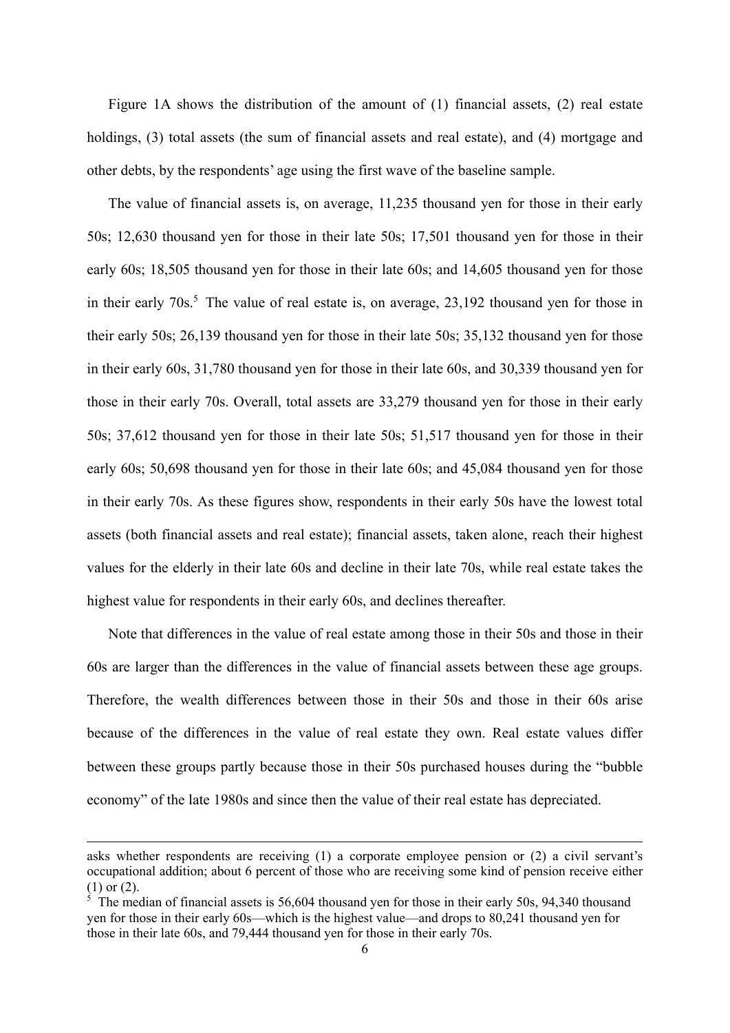Figure 1A shows the distribution of the amount of (1) financial assets, (2) real estate holdings, (3) total assets (the sum of financial assets and real estate), and (4) mortgage and other debts, by the respondents' age using the first wave of the baseline sample.

The value of financial assets is, on average, 11,235 thousand yen for those in their early 50s; 12,630 thousand yen for those in their late 50s; 17,501 thousand yen for those in their early 60s; 18,505 thousand yen for those in their late 60s; and 14,605 thousand yen for those in their early 70s.[5] The value of real estate is, on average, 23,192 thousand yen for those in their early 50s; 26,139 thousand yen for those in their late 50s; 35,132 thousand yen for those in their early 60s, 31,780 thousand yen for those in their late 60s, and 30,339 thousand yen for those in their early 70s. Overall, total assets are 33,279 thousand yen for those in their early 50s; 37,612 thousand yen for those in their late 50s; 51,517 thousand yen for those in their early 60s; 50,698 thousand yen for those in their late 60s; and 45,084 thousand yen for those in their early 70s. As these figures show, respondents in their early 50s have the lowest total assets (both financial assets and real estate); financial assets, taken alone, reach their highest values for the elderly in their late 60s and decline in their late 70s, while real estate takes the highest value for respondents in their early 60s, and declines thereafter.

Note that differences in the value of real estate among those in their 50s and those in their 60s are larger than the differences in the value of financial assets between these age groups. Therefore, the wealth differences between those in their 50s and those in their 60s arise because of the differences in the value of real estate they own. Real estate values differ between these groups partly because those in their 50s purchased houses during the "bubble economy" of the late 1980s and since then the value of their real estate has depreciated.

---

asks whether respondents are receiving (1) a corporate employee pension or (2) a civil servant's occupational addition; about 6 percent of those who are receiving some kind of pension receive either (1) or (2).

[5] The median of financial assets is 56,604 thousand yen for those in their early 50s, 94,340 thousand yen for those in their early 60s—which is the highest value—and drops to 80,241 thousand yen for those in their late 60s, and 79,444 thousand yen for those in their early 70s.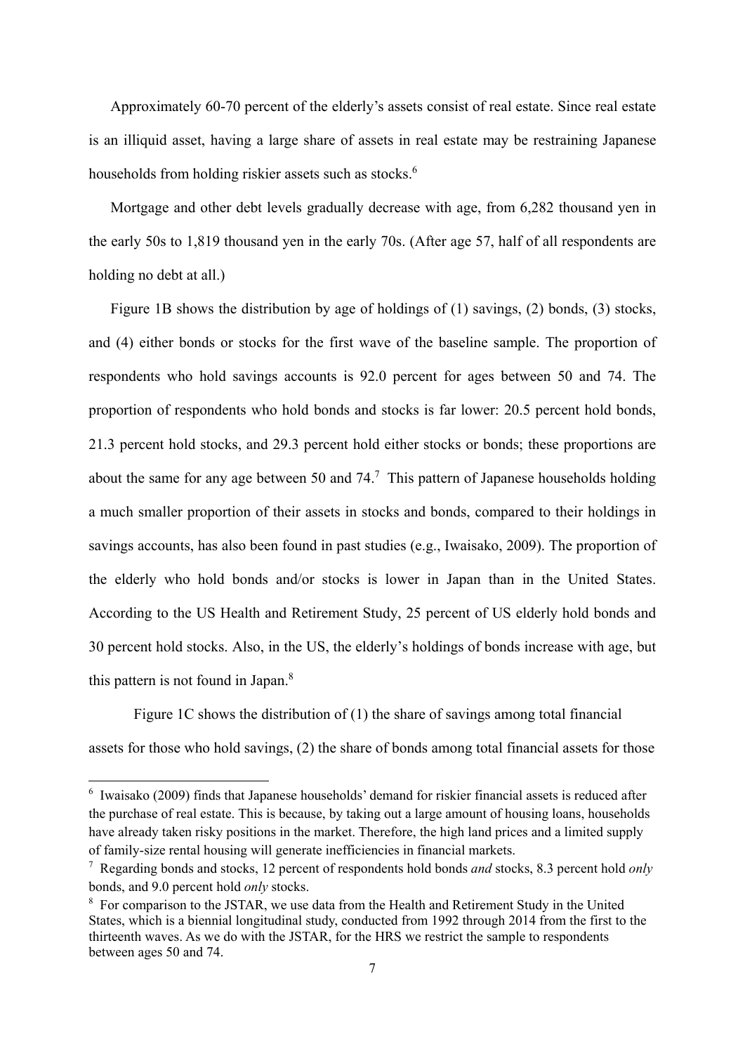Approximately 60-70 percent of the elderly's assets consist of real estate. Since real estate is an illiquid asset, having a large share of assets in real estate may be restraining Japanese households from holding riskier assets such as stocks.[6]

Mortgage and other debt levels gradually decrease with age, from 6,282 thousand yen in the early 50s to 1,819 thousand yen in the early 70s. (After age 57, half of all respondents are holding no debt at all.)

Figure 1B shows the distribution by age of holdings of (1) savings, (2) bonds, (3) stocks, and (4) either bonds or stocks for the first wave of the baseline sample. The proportion of respondents who hold savings accounts is 92.0 percent for ages between 50 and 74. The proportion of respondents who hold bonds and stocks is far lower: 20.5 percent hold bonds, 21.3 percent hold stocks, and 29.3 percent hold either stocks or bonds; these proportions are about the same for any age between 50 and 74.[7] This pattern of Japanese households holding a much smaller proportion of their assets in stocks and bonds, compared to their holdings in savings accounts, has also been found in past studies (e.g., Iwaisako, 2009). The proportion of the elderly who hold bonds and/or stocks is lower in Japan than in the United States. According to the US Health and Retirement Study, 25 percent of US elderly hold bonds and 30 percent hold stocks. Also, in the US, the elderly's holdings of bonds increase with age, but this pattern is not found in Japan.[8]

Figure 1C shows the distribution of (1) the share of savings among total financial assets for those who hold savings, (2) the share of bonds among total financial assets for those

---

[6] Iwaisako (2009) finds that Japanese households' demand for riskier financial assets is reduced after the purchase of real estate. This is because, by taking out a large amount of housing loans, households have already taken risky positions in the market. Therefore, the high land prices and a limited supply of family-size rental housing will generate inefficiencies in financial markets.

[7] Regarding bonds and stocks, 12 percent of respondents hold bonds *and* stocks, 8.3 percent hold *only* bonds, and 9.0 percent hold *only* stocks.

[8] For comparison to the JSTAR, we use data from the Health and Retirement Study in the United States, which is a biennial longitudinal study, conducted from 1992 through 2014 from the first to the thirteenth waves. As we do with the JSTAR, for the HRS we restrict the sample to respondents between ages 50 and 74.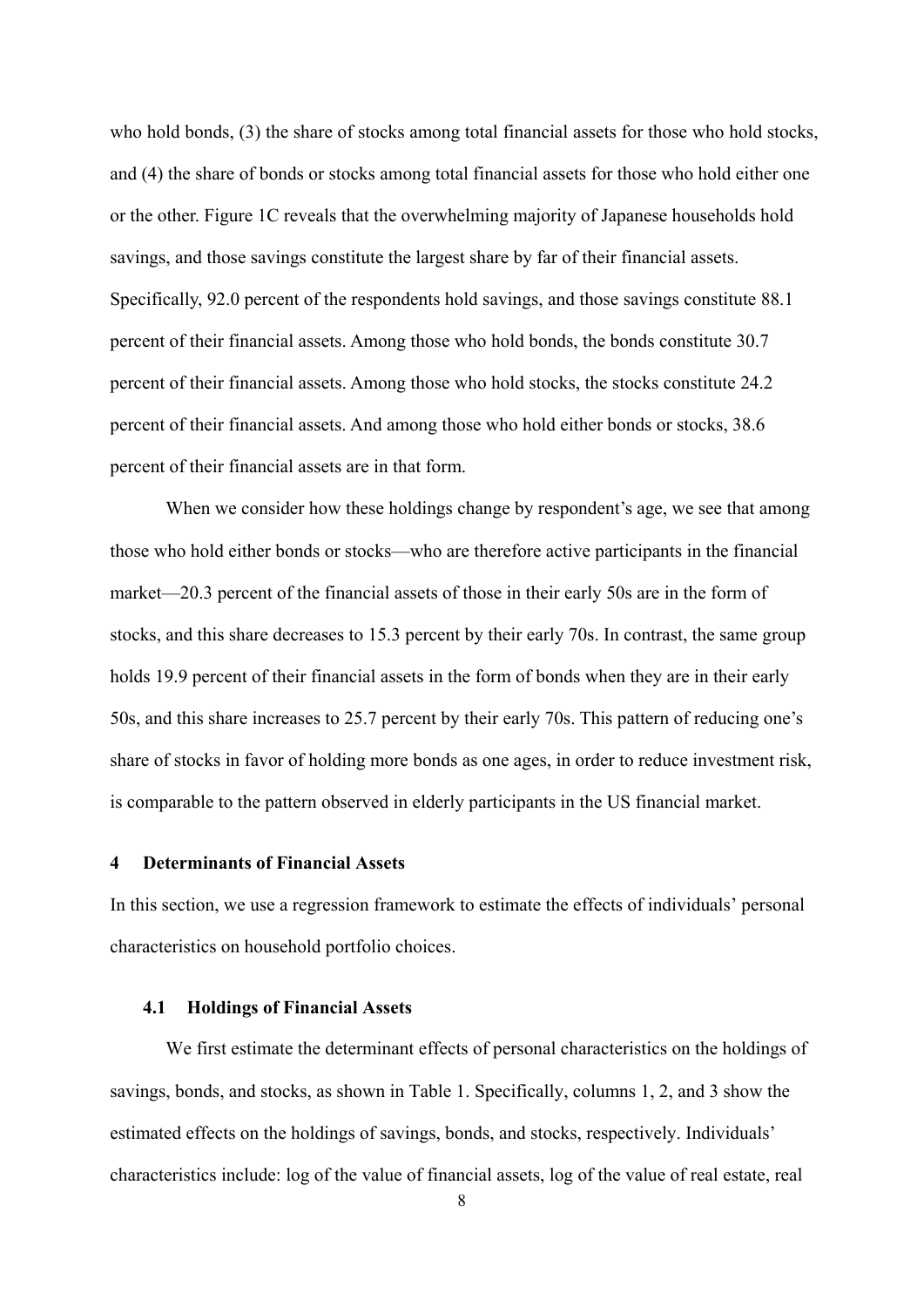who hold bonds, (3) the share of stocks among total financial assets for those who hold stocks, and (4) the share of bonds or stocks among total financial assets for those who hold either one or the other. Figure 1C reveals that the overwhelming majority of Japanese households hold savings, and those savings constitute the largest share by far of their financial assets. Specifically, 92.0 percent of the respondents hold savings, and those savings constitute 88.1 percent of their financial assets. Among those who hold bonds, the bonds constitute 30.7 percent of their financial assets. Among those who hold stocks, the stocks constitute 24.2 percent of their financial assets. And among those who hold either bonds or stocks, 38.6 percent of their financial assets are in that form.

When we consider how these holdings change by respondent's age, we see that among those who hold either bonds or stocks—who are therefore active participants in the financial market—20.3 percent of the financial assets of those in their early 50s are in the form of stocks, and this share decreases to 15.3 percent by their early 70s. In contrast, the same group holds 19.9 percent of their financial assets in the form of bonds when they are in their early 50s, and this share increases to 25.7 percent by their early 70s. This pattern of reducing one's share of stocks in favor of holding more bonds as one ages, in order to reduce investment risk, is comparable to the pattern observed in elderly participants in the US financial market.

## 4 Determinants of Financial Assets

In this section, we use a regression framework to estimate the effects of individuals' personal characteristics on household portfolio choices.

### 4.1 Holdings of Financial Assets

We first estimate the determinant effects of personal characteristics on the holdings of savings, bonds, and stocks, as shown in Table 1. Specifically, columns 1, 2, and 3 show the estimated effects on the holdings of savings, bonds, and stocks, respectively. Individuals' characteristics include: log of the value of financial assets, log of the value of real estate, real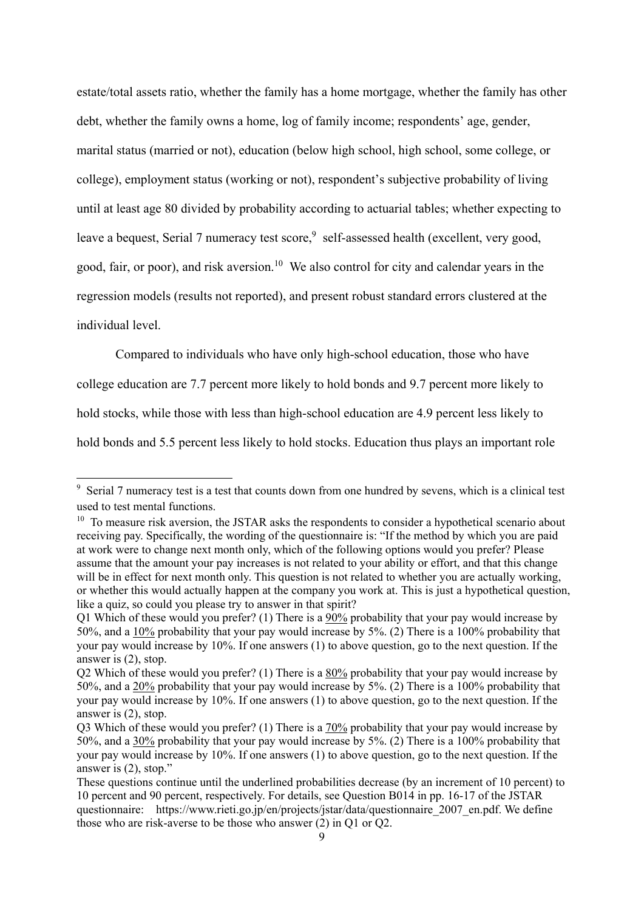estate/total assets ratio, whether the family has a home mortgage, whether the family has other debt, whether the family owns a home, log of family income; respondents' age, gender, marital status (married or not), education (below high school, high school, some college, or college), employment status (working or not), respondent's subjective probability of living until at least age 80 divided by probability according to actuarial tables; whether expecting to leave a bequest, Serial 7 numeracy test score,[9] self-assessed health (excellent, very good, good, fair, or poor), and risk aversion.[10] We also control for city and calendar years in the regression models (results not reported), and present robust standard errors clustered at the individual level.

Compared to individuals who have only high-school education, those who have college education are 7.7 percent more likely to hold bonds and 9.7 percent more likely to hold stocks, while those with less than high-school education are 4.9 percent less likely to hold bonds and 5.5 percent less likely to hold stocks. Education thus plays an important role

---

[9] Serial 7 numeracy test is a test that counts down from one hundred by sevens, which is a clinical test used to test mental functions.

[10] To measure risk aversion, the JSTAR asks the respondents to consider a hypothetical scenario about receiving pay. Specifically, the wording of the questionnaire is: "If the method by which you are paid at work were to change next month only, which of the following options would you prefer? Please assume that the amount your pay increases is not related to your ability or effort, and that this change will be in effect for next month only. This question is not related to whether you are actually working, or whether this would actually happen at the company you work at. This is just a hypothetical question, like a quiz, so could you please try to answer in that spirit?

Q1 Which of these would you prefer? (1) There is a <u>90%</u> probability that your pay would increase by 50%, and a <u>10%</u> probability that your pay would increase by 5%. (2) There is a 100% probability that your pay would increase by 10%. If one answers (1) to above question, go to the next question. If the answer is (2), stop.

Q2 Which of these would you prefer? (1) There is a <u>80%</u> probability that your pay would increase by 50%, and a <u>20%</u> probability that your pay would increase by 5%. (2) There is a 100% probability that your pay would increase by 10%. If one answers (1) to above question, go to the next question. If the answer is (2), stop.

Q3 Which of these would you prefer? (1) There is a <u>70%</u> probability that your pay would increase by 50%, and a <u>30%</u> probability that your pay would increase by 5%. (2) There is a 100% probability that your pay would increase by 10%. If one answers (1) to above question, go to the next question. If the answer is (2), stop."

These questions continue until the underlined probabilities decrease (by an increment of 10 percent) to 10 percent and 90 percent, respectively. For details, see Question B014 in pp. 16-17 of the JSTAR questionnaire: https://www.rieti.go.jp/en/projects/jstar/data/questionnaire_2007_en.pdf. We define those who are risk-averse to be those who answer (2) in Q1 or Q2.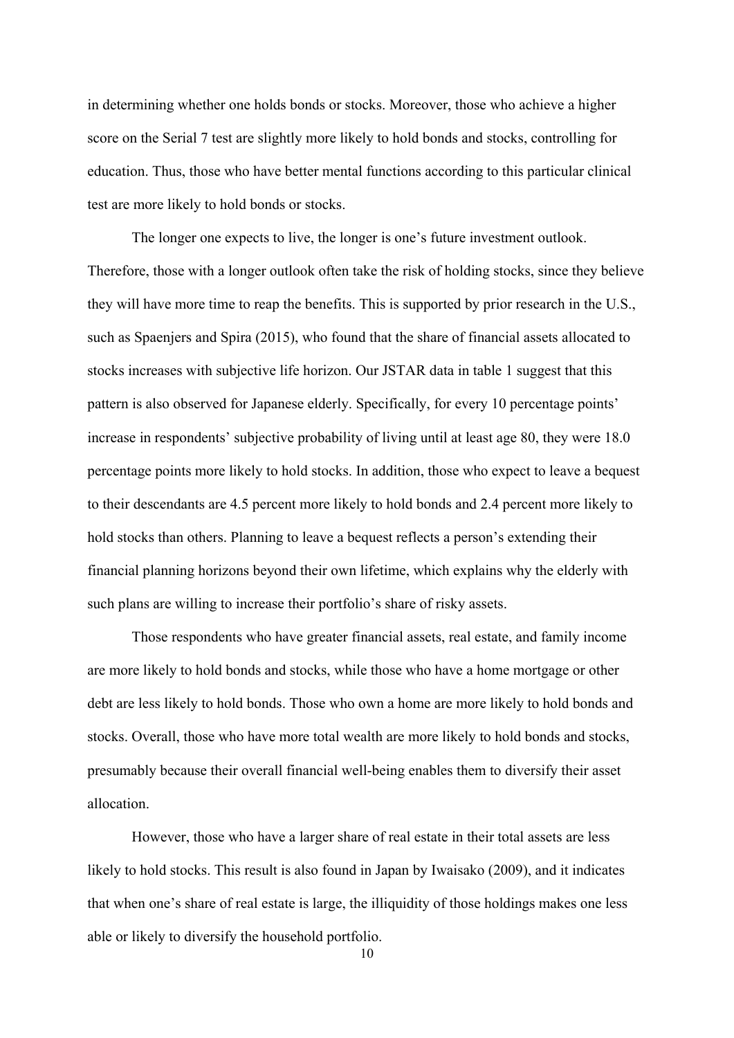in determining whether one holds bonds or stocks. Moreover, those who achieve a higher score on the Serial 7 test are slightly more likely to hold bonds and stocks, controlling for education. Thus, those who have better mental functions according to this particular clinical test are more likely to hold bonds or stocks.

The longer one expects to live, the longer is one's future investment outlook. Therefore, those with a longer outlook often take the risk of holding stocks, since they believe they will have more time to reap the benefits. This is supported by prior research in the U.S., such as Spaenjers and Spira (2015), who found that the share of financial assets allocated to stocks increases with subjective life horizon. Our JSTAR data in table 1 suggest that this pattern is also observed for Japanese elderly. Specifically, for every 10 percentage points' increase in respondents' subjective probability of living until at least age 80, they were 18.0 percentage points more likely to hold stocks. In addition, those who expect to leave a bequest to their descendants are 4.5 percent more likely to hold bonds and 2.4 percent more likely to hold stocks than others. Planning to leave a bequest reflects a person's extending their financial planning horizons beyond their own lifetime, which explains why the elderly with such plans are willing to increase their portfolio's share of risky assets.

Those respondents who have greater financial assets, real estate, and family income are more likely to hold bonds and stocks, while those who have a home mortgage or other debt are less likely to hold bonds. Those who own a home are more likely to hold bonds and stocks. Overall, those who have more total wealth are more likely to hold bonds and stocks, presumably because their overall financial well-being enables them to diversify their asset allocation.

However, those who have a larger share of real estate in their total assets are less likely to hold stocks. This result is also found in Japan by Iwaisako (2009), and it indicates that when one's share of real estate is large, the illiquidity of those holdings makes one less able or likely to diversify the household portfolio.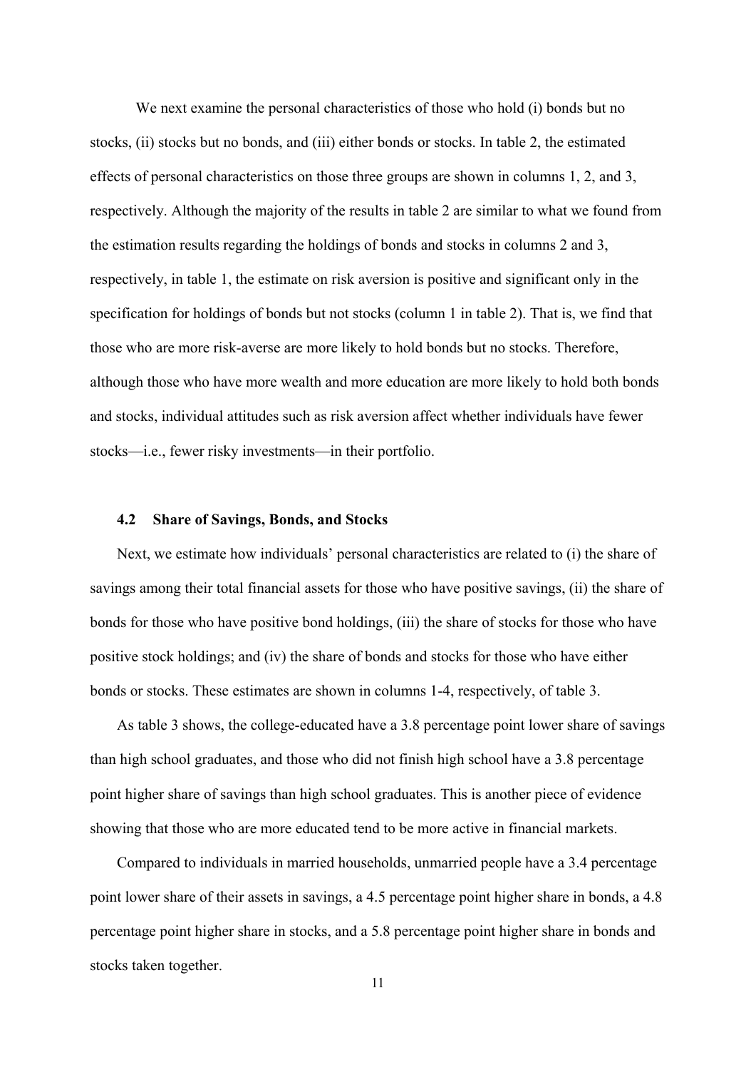We next examine the personal characteristics of those who hold (i) bonds but no stocks, (ii) stocks but no bonds, and (iii) either bonds or stocks. In table 2, the estimated effects of personal characteristics on those three groups are shown in columns 1, 2, and 3, respectively. Although the majority of the results in table 2 are similar to what we found from the estimation results regarding the holdings of bonds and stocks in columns 2 and 3, respectively, in table 1, the estimate on risk aversion is positive and significant only in the specification for holdings of bonds but not stocks (column 1 in table 2). That is, we find that those who are more risk-averse are more likely to hold bonds but no stocks. Therefore, although those who have more wealth and more education are more likely to hold both bonds and stocks, individual attitudes such as risk aversion affect whether individuals have fewer stocks—i.e., fewer risky investments—in their portfolio.

### 4.2 Share of Savings, Bonds, and Stocks

Next, we estimate how individuals' personal characteristics are related to (i) the share of savings among their total financial assets for those who have positive savings, (ii) the share of bonds for those who have positive bond holdings, (iii) the share of stocks for those who have positive stock holdings; and (iv) the share of bonds and stocks for those who have either bonds or stocks. These estimates are shown in columns 1-4, respectively, of table 3.

As table 3 shows, the college-educated have a 3.8 percentage point lower share of savings than high school graduates, and those who did not finish high school have a 3.8 percentage point higher share of savings than high school graduates. This is another piece of evidence showing that those who are more educated tend to be more active in financial markets.

Compared to individuals in married households, unmarried people have a 3.4 percentage point lower share of their assets in savings, a 4.5 percentage point higher share in bonds, a 4.8 percentage point higher share in stocks, and a 5.8 percentage point higher share in bonds and stocks taken together.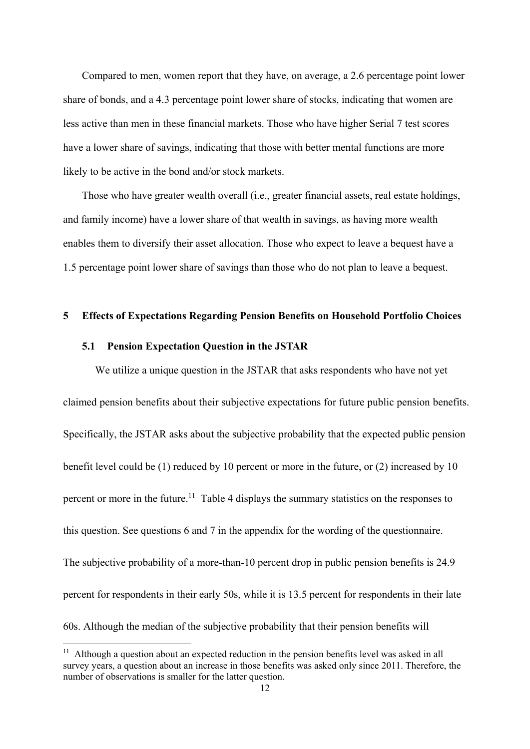Compared to men, women report that they have, on average, a 2.6 percentage point lower share of bonds, and a 4.3 percentage point lower share of stocks, indicating that women are less active than men in these financial markets. Those who have higher Serial 7 test scores have a lower share of savings, indicating that those with better mental functions are more likely to be active in the bond and/or stock markets.

Those who have greater wealth overall (i.e., greater financial assets, real estate holdings, and family income) have a lower share of that wealth in savings, as having more wealth enables them to diversify their asset allocation. Those who expect to leave a bequest have a 1.5 percentage point lower share of savings than those who do not plan to leave a bequest.

## 5 Effects of Expectations Regarding Pension Benefits on Household Portfolio Choices

### 5.1 Pension Expectation Question in the JSTAR

We utilize a unique question in the JSTAR that asks respondents who have not yet claimed pension benefits about their subjective expectations for future public pension benefits. Specifically, the JSTAR asks about the subjective probability that the expected public pension benefit level could be (1) reduced by 10 percent or more in the future, or (2) increased by 10 percent or more in the future.[11] Table 4 displays the summary statistics on the responses to this question. See questions 6 and 7 in the appendix for the wording of the questionnaire. The subjective probability of a more-than-10 percent drop in public pension benefits is 24.9 percent for respondents in their early 50s, while it is 13.5 percent for respondents in their late 60s. Although the median of the subjective probability that their pension benefits will

[11] Although a question about an expected reduction in the pension benefits level was asked in all survey years, a question about an increase in those benefits was asked only since 2011. Therefore, the number of observations is smaller for the latter question.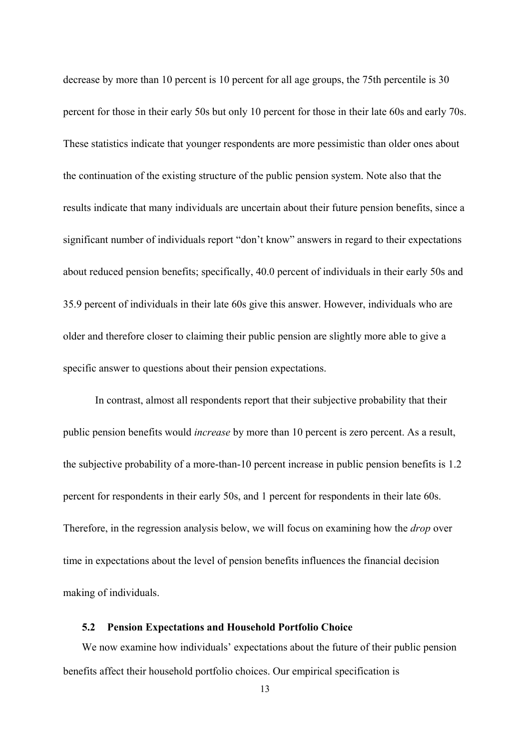decrease by more than 10 percent is 10 percent for all age groups, the 75th percentile is 30 percent for those in their early 50s but only 10 percent for those in their late 60s and early 70s. These statistics indicate that younger respondents are more pessimistic than older ones about the continuation of the existing structure of the public pension system. Note also that the results indicate that many individuals are uncertain about their future pension benefits, since a significant number of individuals report "don't know" answers in regard to their expectations about reduced pension benefits; specifically, 40.0 percent of individuals in their early 50s and 35.9 percent of individuals in their late 60s give this answer. However, individuals who are older and therefore closer to claiming their public pension are slightly more able to give a specific answer to questions about their pension expectations.

In contrast, almost all respondents report that their subjective probability that their public pension benefits would *increase* by more than 10 percent is zero percent. As a result, the subjective probability of a more-than-10 percent increase in public pension benefits is 1.2 percent for respondents in their early 50s, and 1 percent for respondents in their late 60s. Therefore, in the regression analysis below, we will focus on examining how the *drop* over time in expectations about the level of pension benefits influences the financial decision making of individuals.

### 5.2 Pension Expectations and Household Portfolio Choice

We now examine how individuals' expectations about the future of their public pension benefits affect their household portfolio choices. Our empirical specification is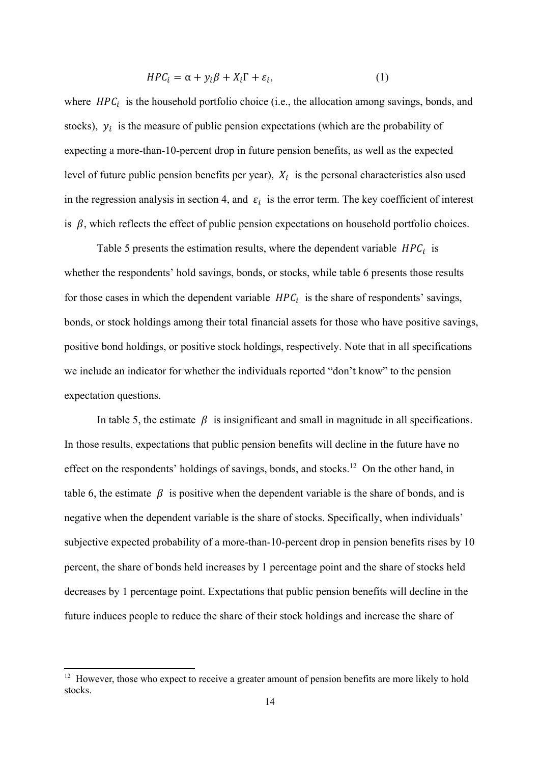$$HPC_i = \alpha + y_i\beta + X_i\Gamma + \varepsilon_i, \tag{1}$$

where $HPC_i$ is the household portfolio choice (i.e., the allocation among savings, bonds, and stocks), $y_i$ is the measure of public pension expectations (which are the probability of expecting a more-than-10-percent drop in future pension benefits, as well as the expected level of future public pension benefits per year), $X_i$ is the personal characteristics also used in the regression analysis in section 4, and $\varepsilon_i$ is the error term. The key coefficient of interest is $\beta$, which reflects the effect of public pension expectations on household portfolio choices.

Table 5 presents the estimation results, where the dependent variable $HPC_i$ is whether the respondents' hold savings, bonds, or stocks, while table 6 presents those results for those cases in which the dependent variable $HPC_i$ is the share of respondents' savings, bonds, or stock holdings among their total financial assets for those who have positive savings, positive bond holdings, or positive stock holdings, respectively. Note that in all specifications we include an indicator for whether the individuals reported "don't know" to the pension expectation questions.

In table 5, the estimate $\beta$ is insignificant and small in magnitude in all specifications. In those results, expectations that public pension benefits will decline in the future have no effect on the respondents' holdings of savings, bonds, and stocks.[12] On the other hand, in table 6, the estimate $\beta$ is positive when the dependent variable is the share of bonds, and is negative when the dependent variable is the share of stocks. Specifically, when individuals' subjective expected probability of a more-than-10-percent drop in pension benefits rises by 10 percent, the share of bonds held increases by 1 percentage point and the share of stocks held decreases by 1 percentage point. Expectations that public pension benefits will decline in the future induces people to reduce the share of their stock holdings and increase the share of

[12] However, those who expect to receive a greater amount of pension benefits are more likely to hold stocks.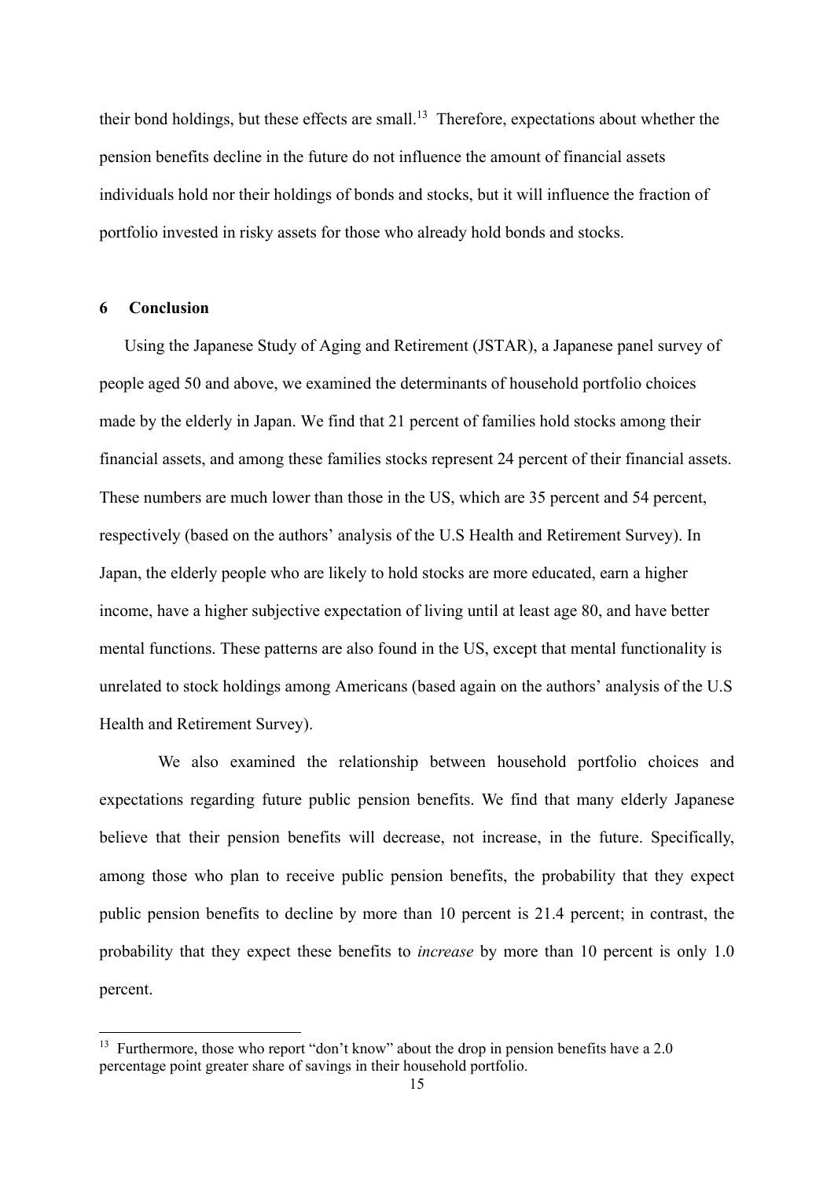their bond holdings, but these effects are small.[13] Therefore, expectations about whether the pension benefits decline in the future do not influence the amount of financial assets individuals hold nor their holdings of bonds and stocks, but it will influence the fraction of portfolio invested in risky assets for those who already hold bonds and stocks.

## 6 Conclusion

Using the Japanese Study of Aging and Retirement (JSTAR), a Japanese panel survey of people aged 50 and above, we examined the determinants of household portfolio choices made by the elderly in Japan. We find that 21 percent of families hold stocks among their financial assets, and among these families stocks represent 24 percent of their financial assets. These numbers are much lower than those in the US, which are 35 percent and 54 percent, respectively (based on the authors' analysis of the U.S Health and Retirement Survey). In Japan, the elderly people who are likely to hold stocks are more educated, earn a higher income, have a higher subjective expectation of living until at least age 80, and have better mental functions. These patterns are also found in the US, except that mental functionality is unrelated to stock holdings among Americans (based again on the authors' analysis of the U.S Health and Retirement Survey).

We also examined the relationship between household portfolio choices and expectations regarding future public pension benefits. We find that many elderly Japanese believe that their pension benefits will decrease, not increase, in the future. Specifically, among those who plan to receive public pension benefits, the probability that they expect public pension benefits to decline by more than 10 percent is 21.4 percent; in contrast, the probability that they expect these benefits to *increase* by more than 10 percent is only 1.0 percent.

[13] Furthermore, those who report "don't know" about the drop in pension benefits have a 2.0 percentage point greater share of savings in their household portfolio.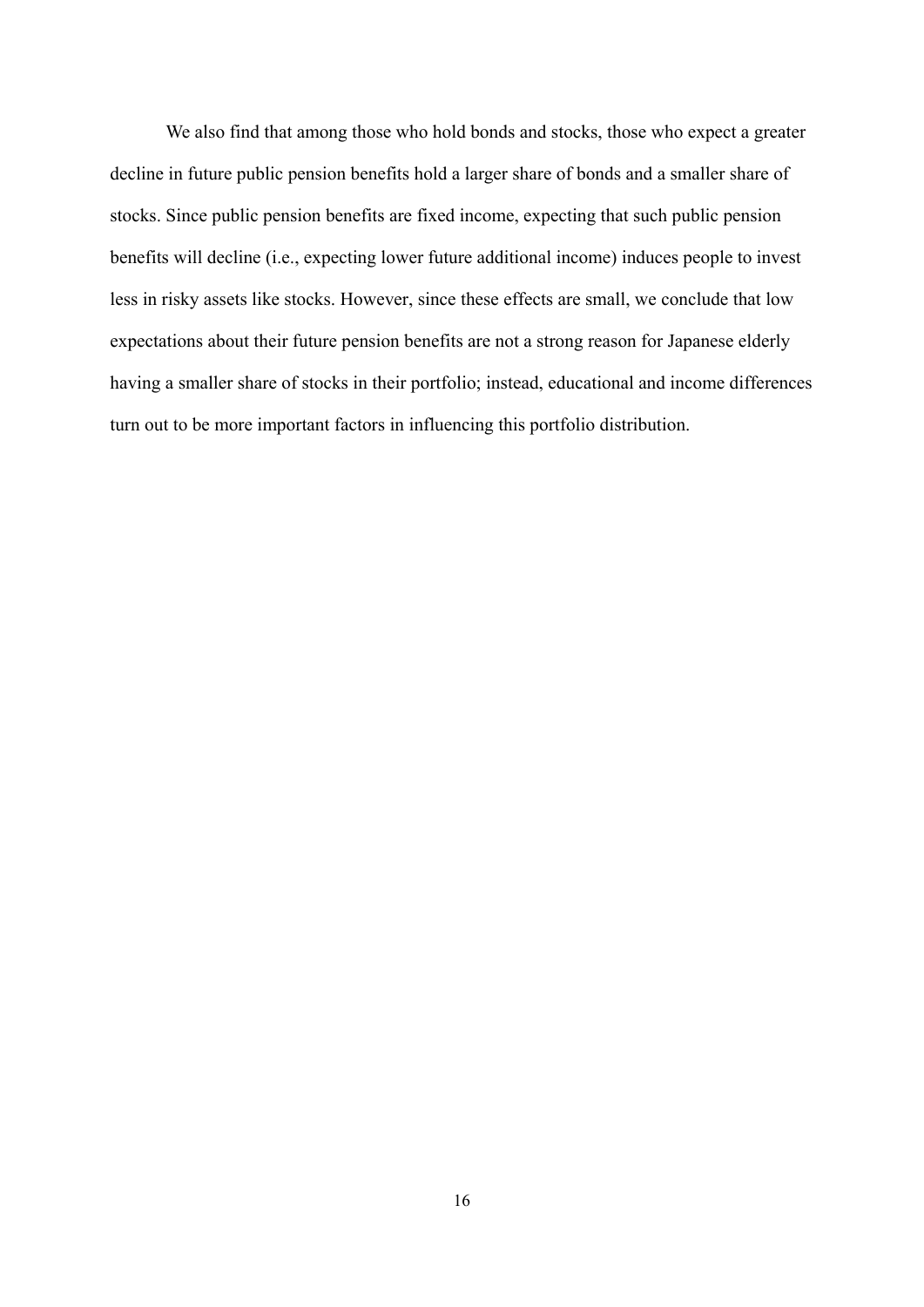We also find that among those who hold bonds and stocks, those who expect a greater decline in future public pension benefits hold a larger share of bonds and a smaller share of stocks. Since public pension benefits are fixed income, expecting that such public pension benefits will decline (i.e., expecting lower future additional income) induces people to invest less in risky assets like stocks. However, since these effects are small, we conclude that low expectations about their future pension benefits are not a strong reason for Japanese elderly having a smaller share of stocks in their portfolio; instead, educational and income differences turn out to be more important factors in influencing this portfolio distribution.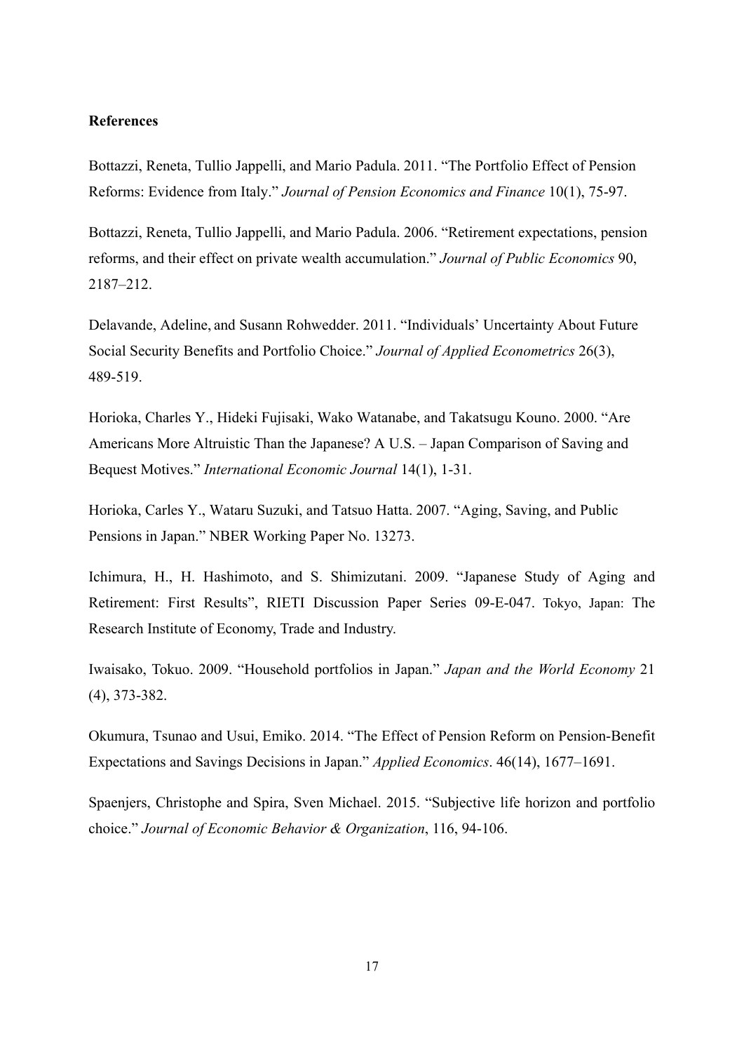**References**

Bottazzi, Reneta, Tullio Jappelli, and Mario Padula. 2011. "The Portfolio Effect of Pension Reforms: Evidence from Italy." *Journal of Pension Economics and Finance* 10(1), 75-97.

Bottazzi, Reneta, Tullio Jappelli, and Mario Padula. 2006. "Retirement expectations, pension reforms, and their effect on private wealth accumulation." *Journal of Public Economics* 90, 2187–212.

Delavande, Adeline, and Susann Rohwedder. 2011. "Individuals' Uncertainty About Future Social Security Benefits and Portfolio Choice." *Journal of Applied Econometrics* 26(3), 489-519.

Horioka, Charles Y., Hideki Fujisaki, Wako Watanabe, and Takatsugu Kouno. 2000. "Are Americans More Altruistic Than the Japanese? A U.S. – Japan Comparison of Saving and Bequest Motives." *International Economic Journal* 14(1), 1-31.

Horioka, Carles Y., Wataru Suzuki, and Tatsuo Hatta. 2007. "Aging, Saving, and Public Pensions in Japan." NBER Working Paper No. 13273.

Ichimura, H., H. Hashimoto, and S. Shimizutani. 2009. "Japanese Study of Aging and Retirement: First Results", RIETI Discussion Paper Series 09-E-047. Tokyo, Japan: The Research Institute of Economy, Trade and Industry.

Iwaisako, Tokuo. 2009. "Household portfolios in Japan." *Japan and the World Economy* 21 (4), 373-382.

Okumura, Tsunao and Usui, Emiko. 2014. "The Effect of Pension Reform on Pension-Benefit Expectations and Savings Decisions in Japan." *Applied Economics*. 46(14), 1677–1691.

Spaenjers, Christophe and Spira, Sven Michael. 2015. "Subjective life horizon and portfolio choice." *Journal of Economic Behavior & Organization*, 116, 94-106.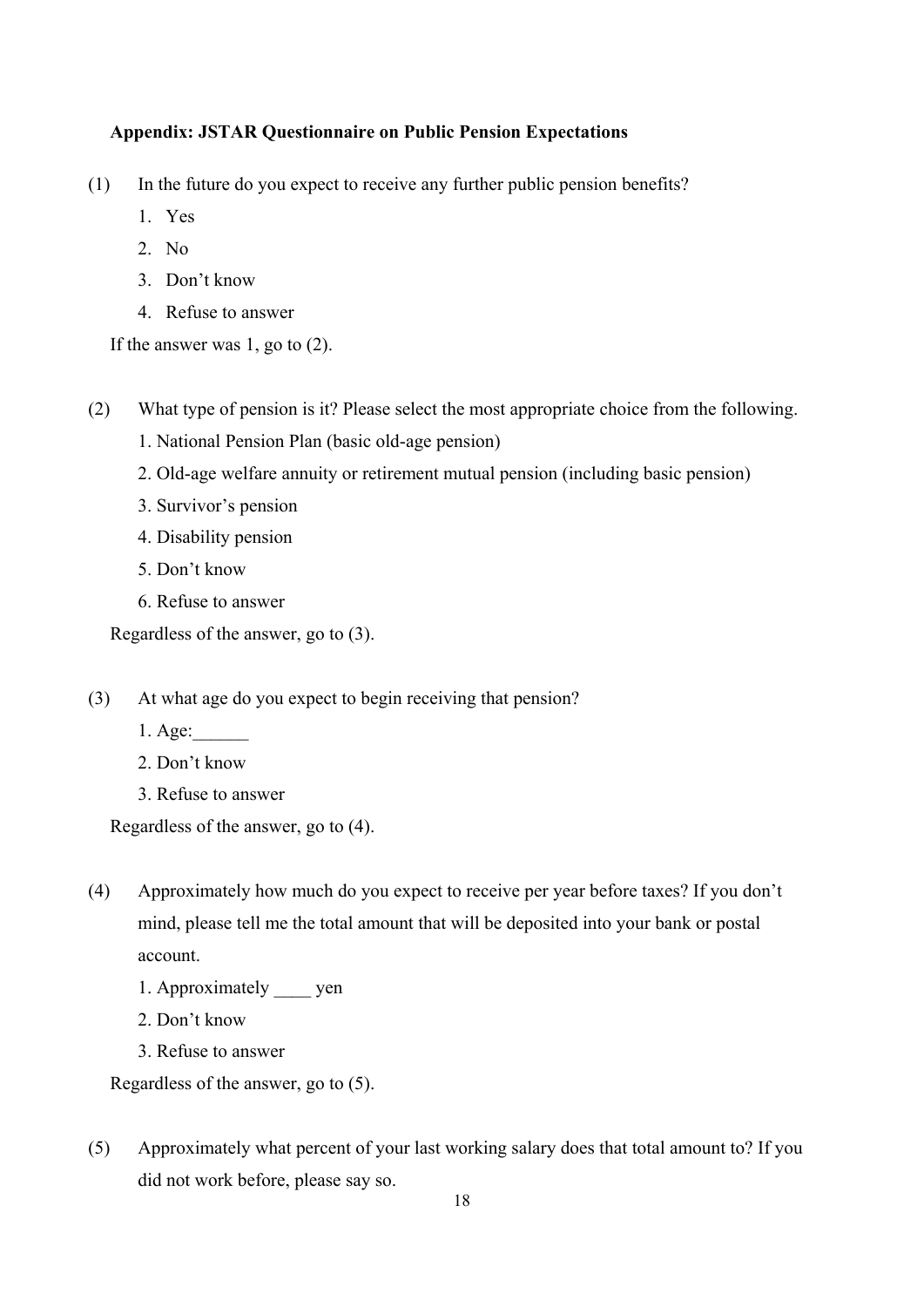**Appendix: JSTAR Questionnaire on Public Pension Expectations**

(1) In the future do you expect to receive any further public pension benefits?

1. Yes
2. No
3. Don't know
4. Refuse to answer

If the answer was 1, go to (2).

(2) What type of pension is it? Please select the most appropriate choice from the following.

1. National Pension Plan (basic old-age pension)
2. Old-age welfare annuity or retirement mutual pension (including basic pension)
3. Survivor's pension
4. Disability pension
5. Don't know
6. Refuse to answer

Regardless of the answer, go to (3).

(3) At what age do you expect to begin receiving that pension?

1. Age:______
2. Don't know
3. Refuse to answer

Regardless of the answer, go to (4).

(4) Approximately how much do you expect to receive per year before taxes? If you don't mind, please tell me the total amount that will be deposited into your bank or postal account.

1. Approximately ____ yen
2. Don't know
3. Refuse to answer

Regardless of the answer, go to (5).

(5) Approximately what percent of your last working salary does that total amount to? If you did not work before, please say so.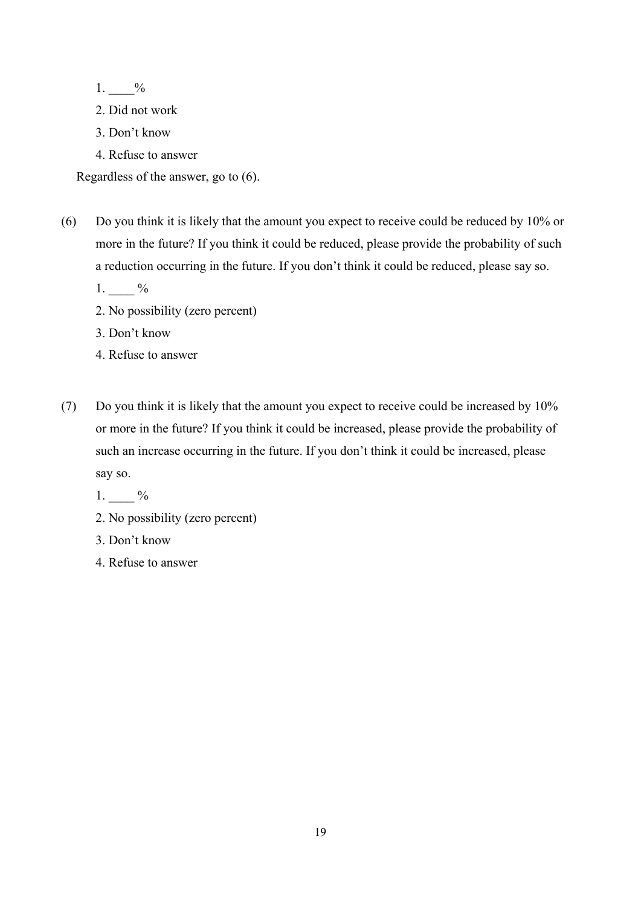1. ____%
2. Did not work
3. Don't know
4. Refuse to answer

Regardless of the answer, go to (6).

(6) Do you think it is likely that the amount you expect to receive could be reduced by 10% or more in the future? If you think it could be reduced, please provide the probability of such a reduction occurring in the future. If you don't think it could be reduced, please say so.

1. ____ %
2. No possibility (zero percent)
3. Don't know
4. Refuse to answer

(7) Do you think it is likely that the amount you expect to receive could be increased by 10% or more in the future? If you think it could be increased, please provide the probability of such an increase occurring in the future. If you don't think it could be increased, please say so.

1. ____ %
2. No possibility (zero percent)
3. Don't know
4. Refuse to answer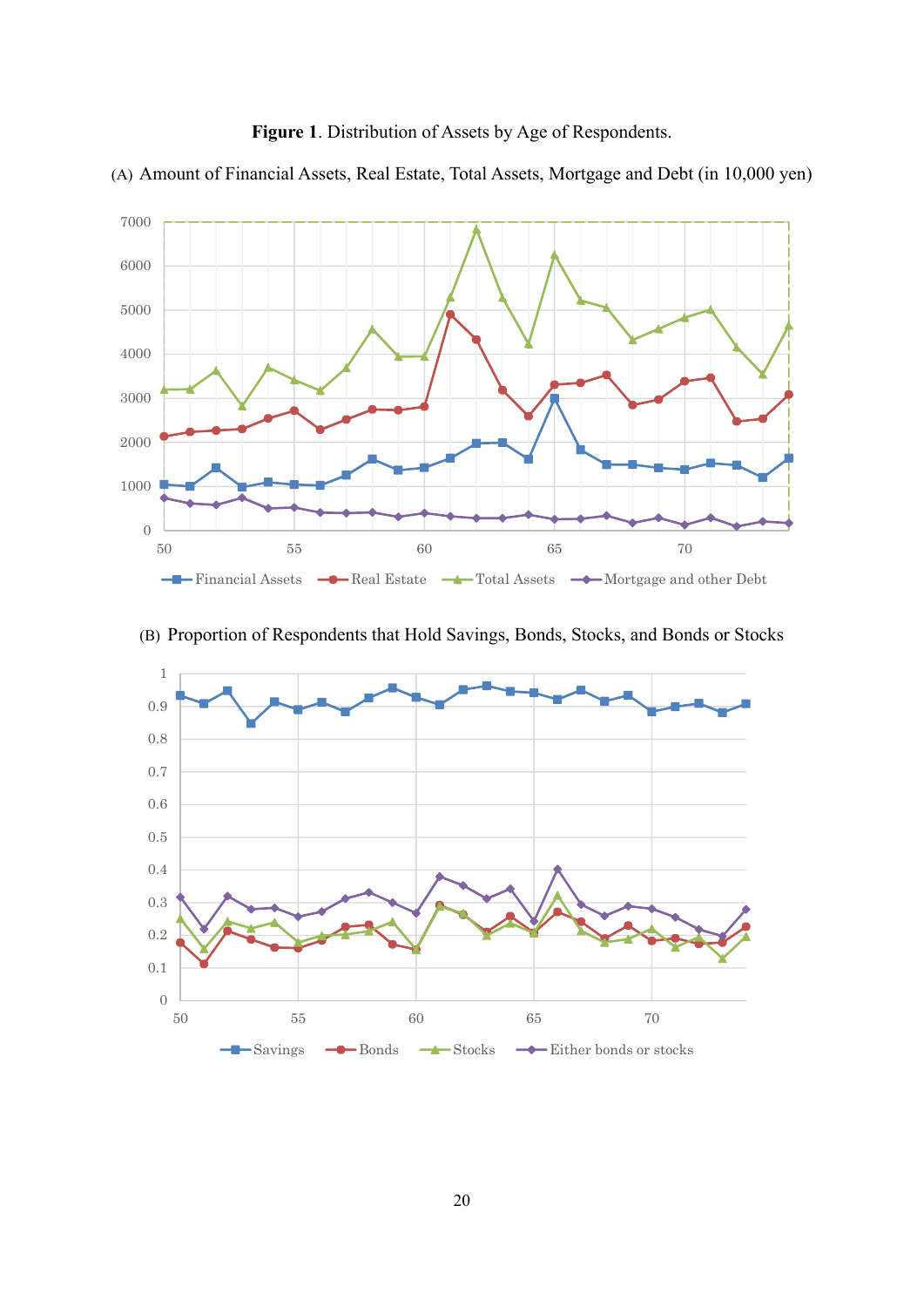**Figure 1**. Distribution of Assets by Age of Respondents.

(A) Amount of Financial Assets, Real Estate, Total Assets, Mortgage and Debt (in 10,000 yen)

(B) Proportion of Respondents that Hold Savings, Bonds, Stocks, and Bonds or Stocks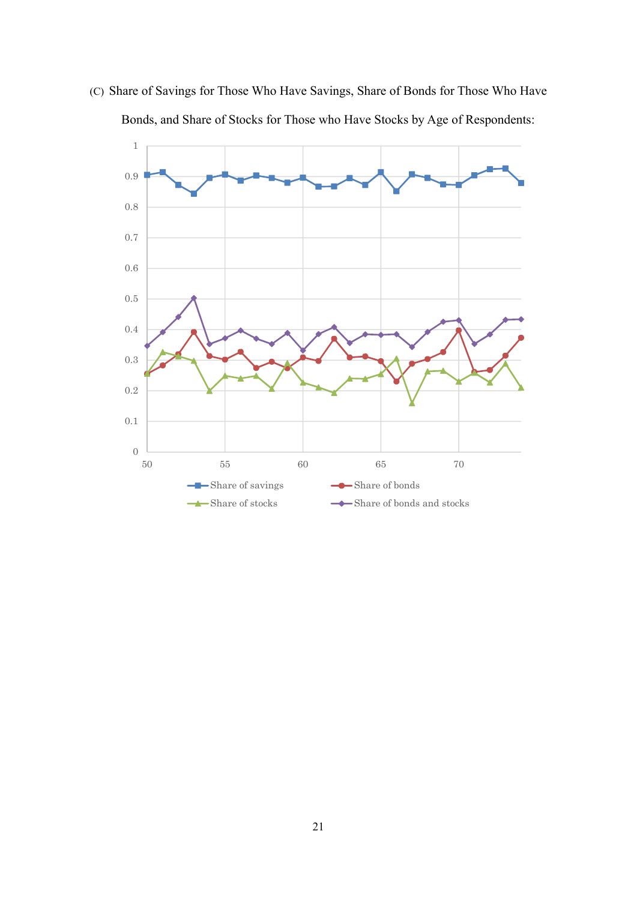(C) Share of Savings for Those Who Have Savings, Share of Bonds for Those Who Have Bonds, and Share of Stocks for Those who Have Stocks by Age of Respondents:

Share of savings
Share of bonds
Share of stocks
Share of bonds and stocks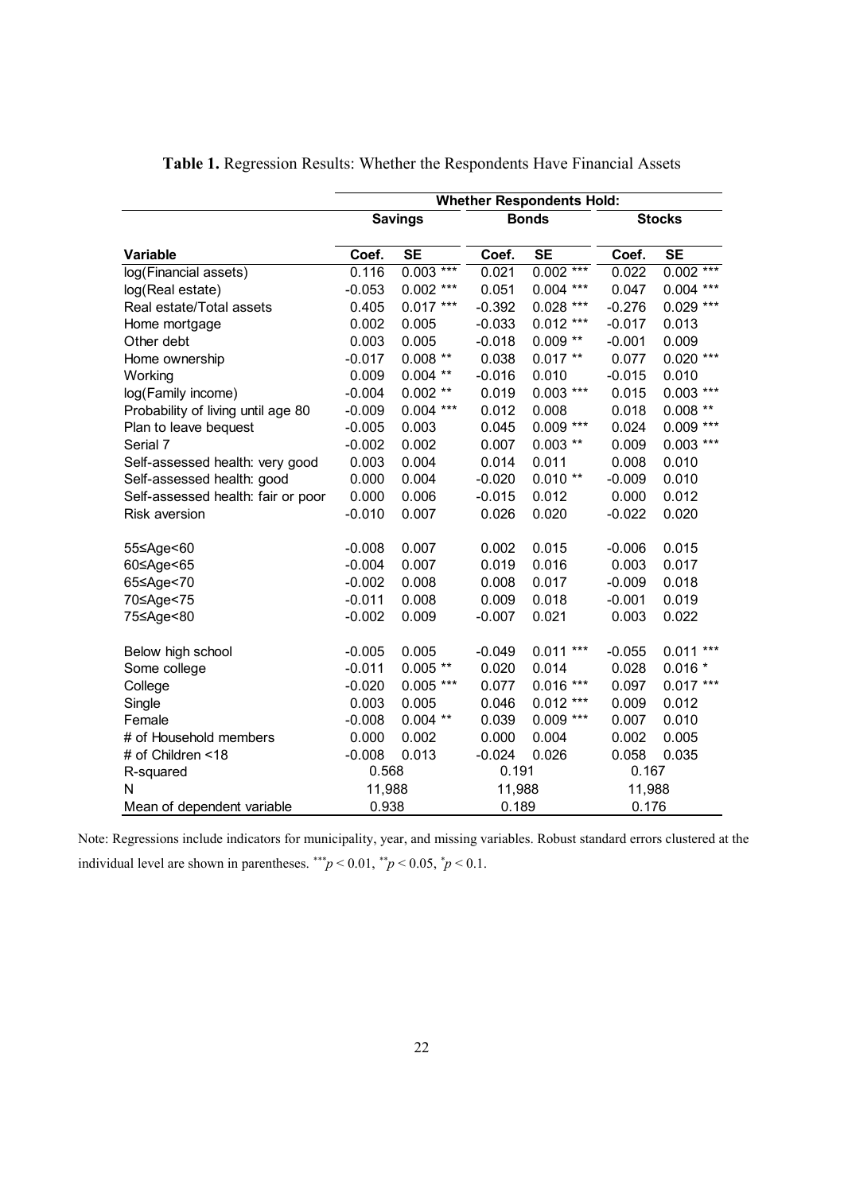**Table 1.** Regression Results: Whether the Respondents Have Financial Assets

| | Whether Respondents Hold: | | | | | |
|---|---|---|---|---|---|---|
| | Savings | | Bonds | | Stocks | |
| Variable | Coef. | SE | Coef. | SE | Coef. | SE |
| log(Financial assets) | 0.116 | 0.003 *** | 0.021 | 0.002 *** | 0.022 | 0.002 *** |
| log(Real estate) | -0.053 | 0.002 *** | 0.051 | 0.004 *** | 0.047 | 0.004 *** |
| Real estate/Total assets | 0.405 | 0.017 *** | -0.392 | 0.028 *** | -0.276 | 0.029 *** |
| Home mortgage | 0.002 | 0.005 | -0.033 | 0.012 *** | -0.017 | 0.013 |
| Other debt | 0.003 | 0.005 | -0.018 | 0.009 ** | -0.001 | 0.009 |
| Home ownership | -0.017 | 0.008 ** | 0.038 | 0.017 ** | 0.077 | 0.020 *** |
| Working | 0.009 | 0.004 ** | -0.016 | 0.010 | -0.015 | 0.010 |
| log(Family income) | -0.004 | 0.002 ** | 0.019 | 0.003 *** | 0.015 | 0.003 *** |
| Probability of living until age 80 | -0.009 | 0.004 *** | 0.012 | 0.008 | 0.018 | 0.008 ** |
| Plan to leave bequest | -0.005 | 0.003 | 0.045 | 0.009 *** | 0.024 | 0.009 *** |
| Serial 7 | -0.002 | 0.002 | 0.007 | 0.003 ** | 0.009 | 0.003 *** |
| Self-assessed health: very good | 0.003 | 0.004 | 0.014 | 0.011 | 0.008 | 0.010 |
| Self-assessed health: good | 0.000 | 0.004 | -0.020 | 0.010 ** | -0.009 | 0.010 |
| Self-assessed health: fair or poor | 0.000 | 0.006 | -0.015 | 0.012 | 0.000 | 0.012 |
| Risk aversion | -0.010 | 0.007 | 0.026 | 0.020 | -0.022 | 0.020 |
| 55≤Age<60 | -0.008 | 0.007 | 0.002 | 0.015 | -0.006 | 0.015 |
| 60≤Age<65 | -0.004 | 0.007 | 0.019 | 0.016 | 0.003 | 0.017 |
| 65≤Age<70 | -0.002 | 0.008 | 0.008 | 0.017 | -0.009 | 0.018 |
| 70≤Age<75 | -0.011 | 0.008 | 0.009 | 0.018 | -0.001 | 0.019 |
| 75≤Age<80 | -0.002 | 0.009 | -0.007 | 0.021 | 0.003 | 0.022 |
| Below high school | -0.005 | 0.005 | -0.049 | 0.011 *** | -0.055 | 0.011 *** |
| Some college | -0.011 | 0.005 ** | 0.020 | 0.014 | 0.028 | 0.016 * |
| College | -0.020 | 0.005 *** | 0.077 | 0.016 *** | 0.097 | 0.017 *** |
| Single | 0.003 | 0.005 | 0.046 | 0.012 *** | 0.009 | 0.012 |
| Female | -0.008 | 0.004 ** | 0.039 | 0.009 *** | 0.007 | 0.010 |
| # of Household members | 0.000 | 0.002 | 0.000 | 0.004 | 0.002 | 0.005 |
| # of Children <18 | -0.008 | 0.013 | -0.024 | 0.026 | 0.058 | 0.035 |
| R-squared | 0.568 | | 0.191 | | 0.167 | |
| N | 11,988 | | 11,988 | | 11,988 | |
| Mean of dependent variable | 0.938 | | 0.189 | | 0.176 | |

Note: Regressions include indicators for municipality, year, and missing variables. Robust standard errors clustered at the individual level are shown in parentheses. $^{***}p < 0.01$, $^{**}p < 0.05$, $^{*}p < 0.1$.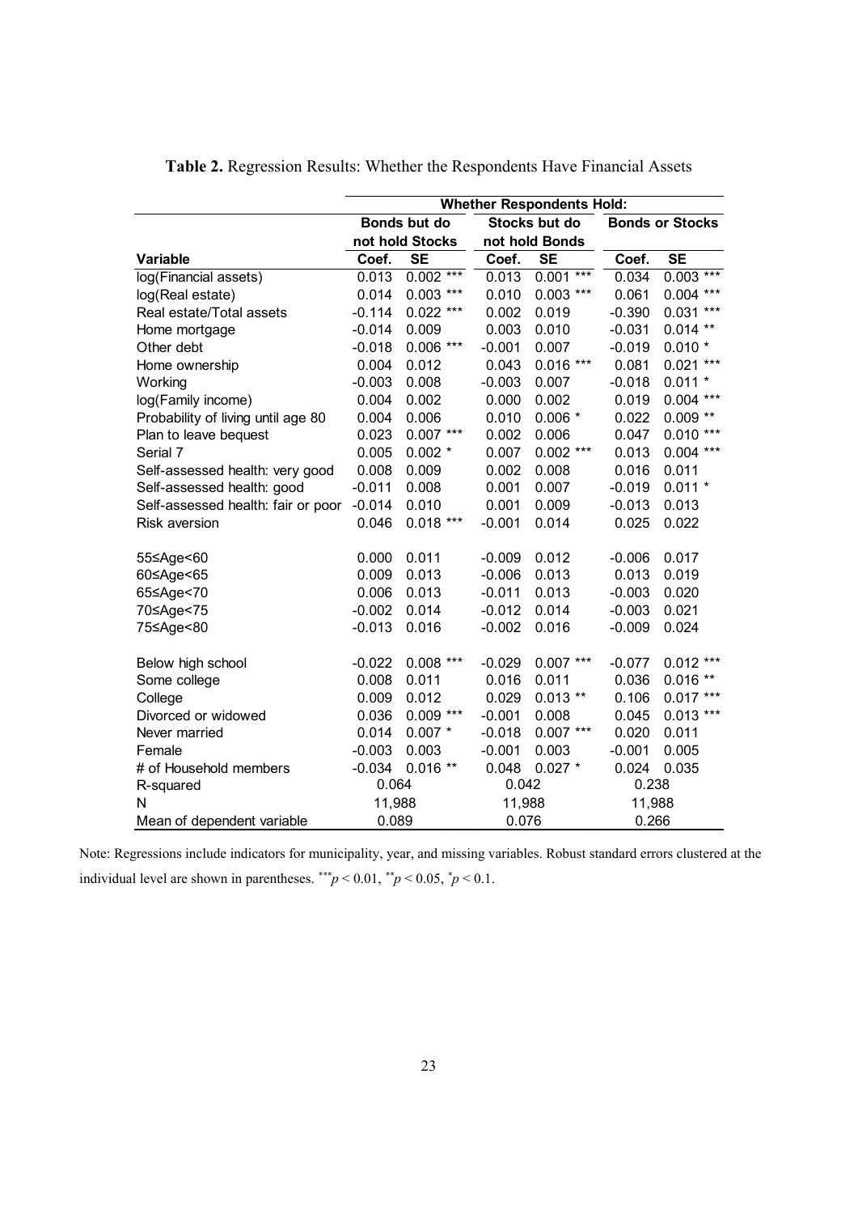**Table 2.** Regression Results: Whether the Respondents Have Financial Assets

| | Whether Respondents Hold: | | | | | |
|---|---|---|---|---|---|---|
| | Bonds but do not hold Stocks | | Stocks but do not hold Bonds | | Bonds or Stocks | |
| **Variable** | **Coef.** | **SE** | **Coef.** | **SE** | **Coef.** | **SE** |
| log(Financial assets) | 0.013 | 0.002 *** | 0.013 | 0.001 *** | 0.034 | 0.003 *** |
| log(Real estate) | 0.014 | 0.003 *** | 0.010 | 0.003 *** | 0.061 | 0.004 *** |
| Real estate/Total assets | -0.114 | 0.022 *** | 0.002 | 0.019 | -0.390 | 0.031 *** |
| Home mortgage | -0.014 | 0.009 | 0.003 | 0.010 | -0.031 | 0.014 ** |
| Other debt | -0.018 | 0.006 *** | -0.001 | 0.007 | -0.019 | 0.010 * |
| Home ownership | 0.004 | 0.012 | 0.043 | 0.016 *** | 0.081 | 0.021 *** |
| Working | -0.003 | 0.008 | -0.003 | 0.007 | -0.018 | 0.011 * |
| log(Family income) | 0.004 | 0.002 | 0.000 | 0.002 | 0.019 | 0.004 *** |
| Probability of living until age 80 | 0.004 | 0.006 | 0.010 | 0.006 * | 0.022 | 0.009 ** |
| Plan to leave bequest | 0.023 | 0.007 *** | 0.002 | 0.006 | 0.047 | 0.010 *** |
| Serial 7 | 0.005 | 0.002 * | 0.007 | 0.002 *** | 0.013 | 0.004 *** |
| Self-assessed health: very good | 0.008 | 0.009 | 0.002 | 0.008 | 0.016 | 0.011 |
| Self-assessed health: good | -0.011 | 0.008 | 0.001 | 0.007 | -0.019 | 0.011 * |
| Self-assessed health: fair or poor | -0.014 | 0.010 | 0.001 | 0.009 | -0.013 | 0.013 |
| Risk aversion | 0.046 | 0.018 *** | -0.001 | 0.014 | 0.025 | 0.022 |
| 55≤Age<60 | 0.000 | 0.011 | -0.009 | 0.012 | -0.006 | 0.017 |
| 60≤Age<65 | 0.009 | 0.013 | -0.006 | 0.013 | 0.013 | 0.019 |
| 65≤Age<70 | 0.006 | 0.013 | -0.011 | 0.013 | -0.003 | 0.020 |
| 70≤Age<75 | -0.002 | 0.014 | -0.012 | 0.014 | -0.003 | 0.021 |
| 75≤Age<80 | -0.013 | 0.016 | -0.002 | 0.016 | -0.009 | 0.024 |
| Below high school | -0.022 | 0.008 *** | -0.029 | 0.007 *** | -0.077 | 0.012 *** |
| Some college | 0.008 | 0.011 | 0.016 | 0.011 | 0.036 | 0.016 ** |
| College | 0.009 | 0.012 | 0.029 | 0.013 ** | 0.106 | 0.017 *** |
| Divorced or widowed | 0.036 | 0.009 *** | -0.001 | 0.008 | 0.045 | 0.013 *** |
| Never married | 0.014 | 0.007 * | -0.018 | 0.007 *** | 0.020 | 0.011 |
| Female | -0.003 | 0.003 | -0.001 | 0.003 | -0.001 | 0.005 |
| # of Household members | -0.034 | 0.016 ** | 0.048 | 0.027 * | 0.024 | 0.035 |
| R-squared | 0.064 | | 0.042 | | 0.238 | |
| N | 11,988 | | 11,988 | | 11,988 | |
| Mean of dependent variable | 0.089 | | 0.076 | | 0.266 | |

Note: Regressions include indicators for municipality, year, and missing variables. Robust standard errors clustered at the individual level are shown in parentheses. $^{***}p < 0.01$, $^{**}p < 0.05$, $^{*}p < 0.1$.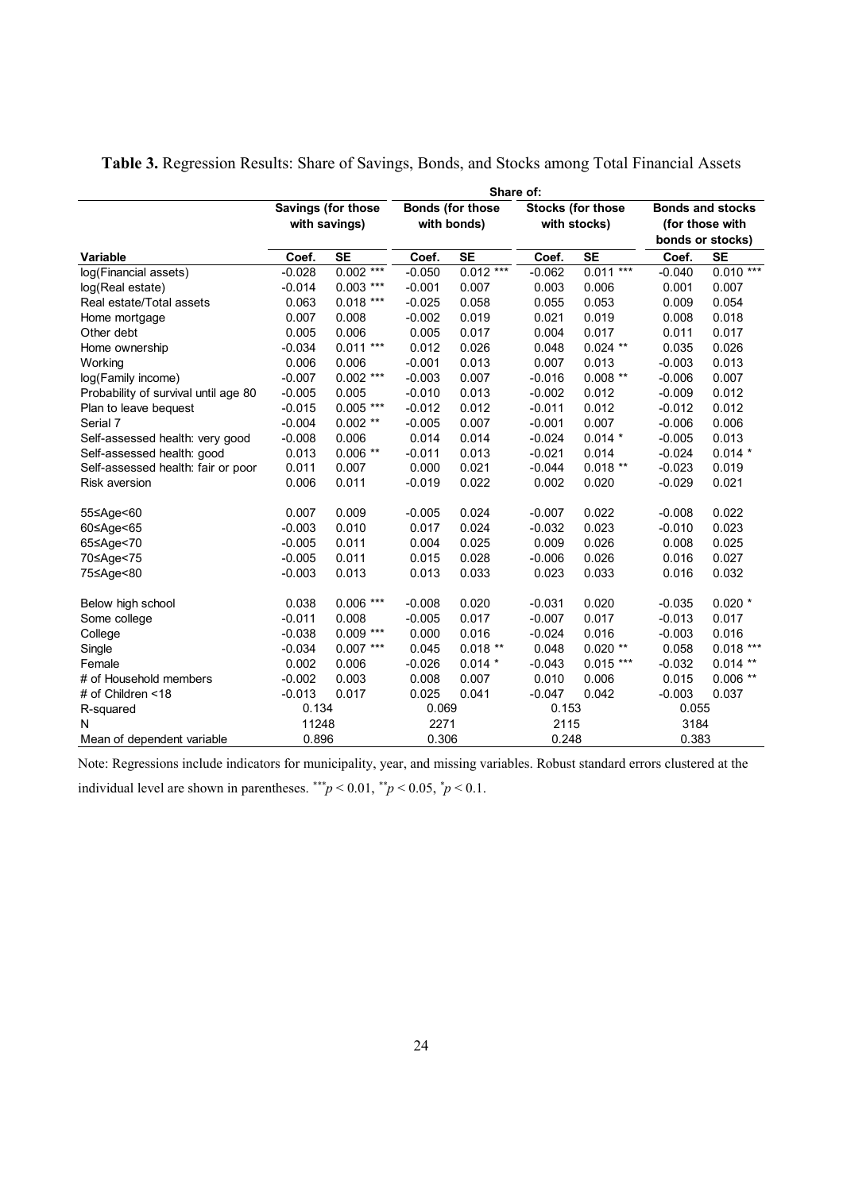**Table 3.** Regression Results: Share of Savings, Bonds, and Stocks among Total Financial Assets

| | Share of: | | | | | | | |
|---|---|---|---|---|---|---|---|---|
| | Savings (for those with savings) | | Bonds (for those with bonds) | | Stocks (for those with stocks) | | Bonds and stocks (for those with bonds or stocks) | |
| **Variable** | **Coef.** | **SE** | **Coef.** | **SE** | **Coef.** | **SE** | **Coef.** | **SE** |
| log(Financial assets) | -0.028 | 0.002 *** | -0.050 | 0.012 *** | -0.062 | 0.011 *** | -0.040 | 0.010 *** |
| log(Real estate) | -0.014 | 0.003 *** | -0.001 | 0.007 | 0.003 | 0.006 | 0.001 | 0.007 |
| Real estate/Total assets | 0.063 | 0.018 *** | -0.025 | 0.058 | 0.055 | 0.053 | 0.009 | 0.054 |
| Home mortgage | 0.007 | 0.008 | -0.002 | 0.019 | 0.021 | 0.019 | 0.008 | 0.018 |
| Other debt | 0.005 | 0.006 | 0.005 | 0.017 | 0.004 | 0.017 | 0.011 | 0.017 |
| Home ownership | -0.034 | 0.011 *** | 0.012 | 0.026 | 0.048 | 0.024 ** | 0.035 | 0.026 |
| Working | 0.006 | 0.006 | -0.001 | 0.013 | 0.007 | 0.013 | -0.003 | 0.013 |
| log(Family income) | -0.007 | 0.002 *** | -0.003 | 0.007 | -0.016 | 0.008 ** | -0.006 | 0.007 |
| Probability of survival until age 80 | -0.005 | 0.005 | -0.010 | 0.013 | -0.002 | 0.012 | -0.009 | 0.012 |
| Plan to leave bequest | -0.015 | 0.005 *** | -0.012 | 0.012 | -0.011 | 0.012 | -0.012 | 0.012 |
| Serial 7 | -0.004 | 0.002 ** | -0.005 | 0.007 | -0.001 | 0.007 | -0.006 | 0.006 |
| Self-assessed health: very good | -0.008 | 0.006 | 0.014 | 0.014 | -0.024 | 0.014 * | -0.005 | 0.013 |
| Self-assessed health: good | 0.013 | 0.006 ** | -0.011 | 0.013 | -0.021 | 0.014 | -0.024 | 0.014 * |
| Self-assessed health: fair or poor | 0.011 | 0.007 | 0.000 | 0.021 | -0.044 | 0.018 ** | -0.023 | 0.019 |
| Risk aversion | 0.006 | 0.011 | -0.019 | 0.022 | 0.002 | 0.020 | -0.029 | 0.021 |
| 55≤Age<60 | 0.007 | 0.009 | -0.005 | 0.024 | -0.007 | 0.022 | -0.008 | 0.022 |
| 60≤Age<65 | -0.003 | 0.010 | 0.017 | 0.024 | -0.032 | 0.023 | -0.010 | 0.023 |
| 65≤Age<70 | -0.005 | 0.011 | 0.004 | 0.025 | 0.009 | 0.026 | 0.008 | 0.025 |
| 70≤Age<75 | -0.005 | 0.011 | 0.015 | 0.028 | -0.006 | 0.026 | 0.016 | 0.027 |
| 75≤Age<80 | -0.003 | 0.013 | 0.013 | 0.033 | 0.023 | 0.033 | 0.016 | 0.032 |
| Below high school | 0.038 | 0.006 *** | -0.008 | 0.020 | -0.031 | 0.020 | -0.035 | 0.020 * |
| Some college | -0.011 | 0.008 | -0.005 | 0.017 | -0.007 | 0.017 | -0.013 | 0.017 |
| College | -0.038 | 0.009 *** | 0.000 | 0.016 | -0.024 | 0.016 | -0.003 | 0.016 |
| Single | -0.034 | 0.007 *** | 0.045 | 0.018 ** | 0.048 | 0.020 ** | 0.058 | 0.018 *** |
| Female | 0.002 | 0.006 | -0.026 | 0.014 * | -0.043 | 0.015 *** | -0.032 | 0.014 ** |
| # of Household members | -0.002 | 0.003 | 0.008 | 0.007 | 0.010 | 0.006 | 0.015 | 0.006 ** |
| # of Children <18 | -0.013 | 0.017 | 0.025 | 0.041 | -0.047 | 0.042 | -0.003 | 0.037 |
| R-squared | 0.134 | | 0.069 | | 0.153 | | 0.055 | |
| N | 11248 | | 2271 | | 2115 | | 3184 | |
| Mean of dependent variable | 0.896 | | 0.306 | | 0.248 | | 0.383 | |

Note: Regressions include indicators for municipality, year, and missing variables. Robust standard errors clustered at the individual level are shown in parentheses. $^{***}p < 0.01$, $^{**}p < 0.05$, $^{*}p < 0.1$.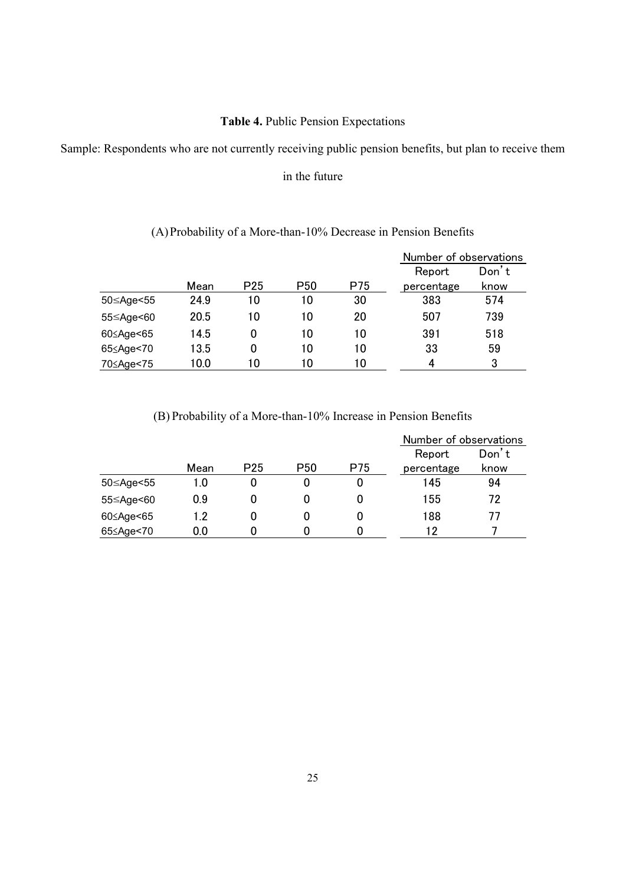**Table 4.** Public Pension Expectations

Sample: Respondents who are not currently receiving public pension benefits, but plan to receive them in the future

(A) Probability of a More-than-10% Decrease in Pension Benefits

| | | | | | Number of observations | |
|---|---|---|---|---|---|---|
| | Mean | P25 | P50 | P75 | Report percentage | Don't know |
| 50≤Age<55 | 24.9 | 10 | 10 | 30 | 383 | 574 |
| 55≤Age<60 | 20.5 | 10 | 10 | 20 | 507 | 739 |
| 60≤Age<65 | 14.5 | 0 | 10 | 10 | 391 | 518 |
| 65≤Age<70 | 13.5 | 0 | 10 | 10 | 33 | 59 |
| 70≤Age<75 | 10.0 | 10 | 10 | 10 | 4 | 3 |

(B) Probability of a More-than-10% Increase in Pension Benefits

| | | | | | Number of observations | |
|---|---|---|---|---|---|---|
| | Mean | P25 | P50 | P75 | Report percentage | Don't know |
| 50≤Age<55 | 1.0 | 0 | 0 | 0 | 145 | 94 |
| 55≤Age<60 | 0.9 | 0 | 0 | 0 | 155 | 72 |
| 60≤Age<65 | 1.2 | 0 | 0 | 0 | 188 | 77 |
| 65≤Age<70 | 0.0 | 0 | 0 | 0 | 12 | 7 |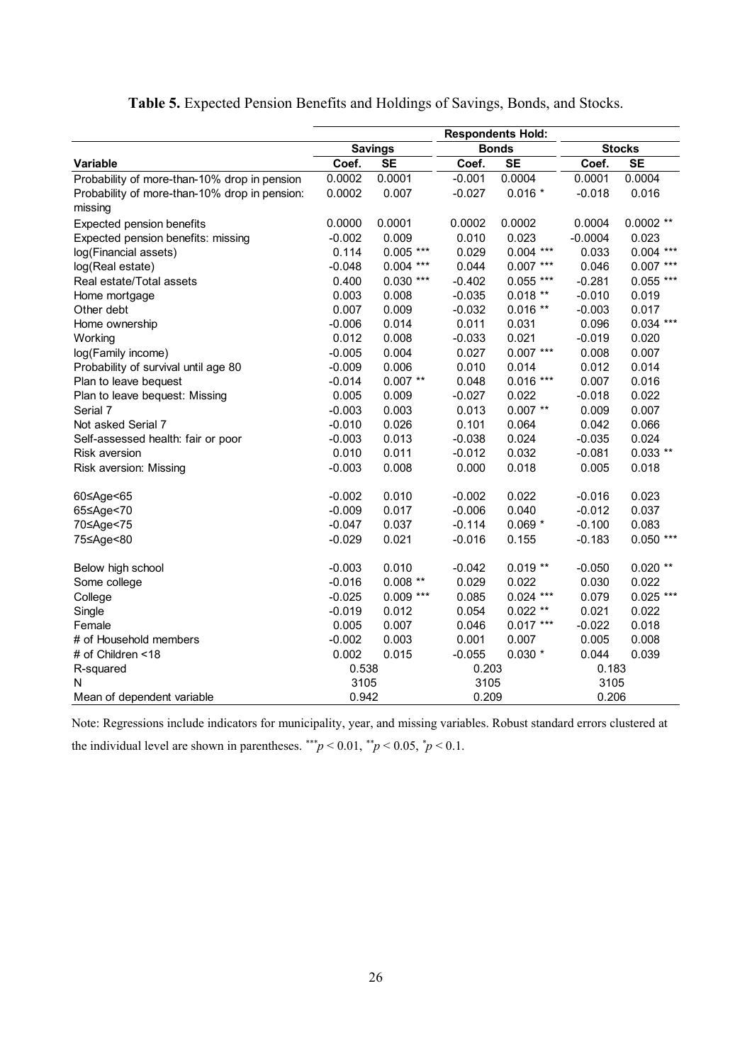**Table 5.** Expected Pension Benefits and Holdings of Savings, Bonds, and Stocks.

| | Respondents Hold: | | | | | |
|---|---|---|---|---|---|---|
| | Savings | | Bonds | | Stocks | |
| Variable | Coef. | SE | Coef. | SE | Coef. | SE |
| Probability of more-than-10% drop in pension | 0.0002 | 0.0001 | -0.001 | 0.0004 | 0.0001 | 0.0004 |
| Probability of more-than-10% drop in pension: missing | 0.0002 | 0.007 | -0.027 | 0.016 * | -0.018 | 0.016 |
| Expected pension benefits | 0.0000 | 0.0001 | 0.0002 | 0.0002 | 0.0004 | 0.0002 ** |
| Expected pension benefits: missing | -0.002 | 0.009 | 0.010 | 0.023 | -0.0004 | 0.023 |
| log(Financial assets) | 0.114 | 0.005 *** | 0.029 | 0.004 *** | 0.033 | 0.004 *** |
| log(Real estate) | -0.048 | 0.004 *** | 0.044 | 0.007 *** | 0.046 | 0.007 *** |
| Real estate/Total assets | 0.400 | 0.030 *** | -0.402 | 0.055 *** | -0.281 | 0.055 *** |
| Home mortgage | 0.003 | 0.008 | -0.035 | 0.018 ** | -0.010 | 0.019 |
| Other debt | 0.007 | 0.009 | -0.032 | 0.016 ** | -0.003 | 0.017 |
| Home ownership | -0.006 | 0.014 | 0.011 | 0.031 | 0.096 | 0.034 *** |
| Working | 0.012 | 0.008 | -0.033 | 0.021 | -0.019 | 0.020 |
| log(Family income) | -0.005 | 0.004 | 0.027 | 0.007 *** | 0.008 | 0.007 |
| Probability of survival until age 80 | -0.009 | 0.006 | 0.010 | 0.014 | 0.012 | 0.014 |
| Plan to leave bequest | -0.014 | 0.007 ** | 0.048 | 0.016 *** | 0.007 | 0.016 |
| Plan to leave bequest: Missing | 0.005 | 0.009 | -0.027 | 0.022 | -0.018 | 0.022 |
| Serial 7 | -0.003 | 0.003 | 0.013 | 0.007 ** | 0.009 | 0.007 |
| Not asked Serial 7 | -0.010 | 0.026 | 0.101 | 0.064 | 0.042 | 0.066 |
| Self-assessed health: fair or poor | -0.003 | 0.013 | -0.038 | 0.024 | -0.035 | 0.024 |
| Risk aversion | 0.010 | 0.011 | -0.012 | 0.032 | -0.081 | 0.033 ** |
| Risk aversion: Missing | -0.003 | 0.008 | 0.000 | 0.018 | 0.005 | 0.018 |
| 60≤Age<65 | -0.002 | 0.010 | -0.002 | 0.022 | -0.016 | 0.023 |
| 65≤Age<70 | -0.009 | 0.017 | -0.006 | 0.040 | -0.012 | 0.037 |
| 70≤Age<75 | -0.047 | 0.037 | -0.114 | 0.069 * | -0.100 | 0.083 |
| 75≤Age<80 | -0.029 | 0.021 | -0.016 | 0.155 | -0.183 | 0.050 *** |
| Below high school | -0.003 | 0.010 | -0.042 | 0.019 ** | -0.050 | 0.020 ** |
| Some college | -0.016 | 0.008 ** | 0.029 | 0.022 | 0.030 | 0.022 |
| College | -0.025 | 0.009 *** | 0.085 | 0.024 *** | 0.079 | 0.025 *** |
| Single | -0.019 | 0.012 | 0.054 | 0.022 ** | 0.021 | 0.022 |
| Female | 0.005 | 0.007 | 0.046 | 0.017 *** | -0.022 | 0.018 |
| # of Household members | -0.002 | 0.003 | 0.001 | 0.007 | 0.005 | 0.008 |
| # of Children <18 | 0.002 | 0.015 | -0.055 | 0.030 * | 0.044 | 0.039 |
| R-squared | 0.538 | | 0.203 | | 0.183 | |
| N | 3105 | | 3105 | | 3105 | |
| Mean of dependent variable | 0.942 | | 0.209 | | 0.206 | |

Note: Regressions include indicators for municipality, year, and missing variables. Robust standard errors clustered at the individual level are shown in parentheses. $^{***}p < 0.01$, $^{**}p < 0.05$, $^{*}p < 0.1$.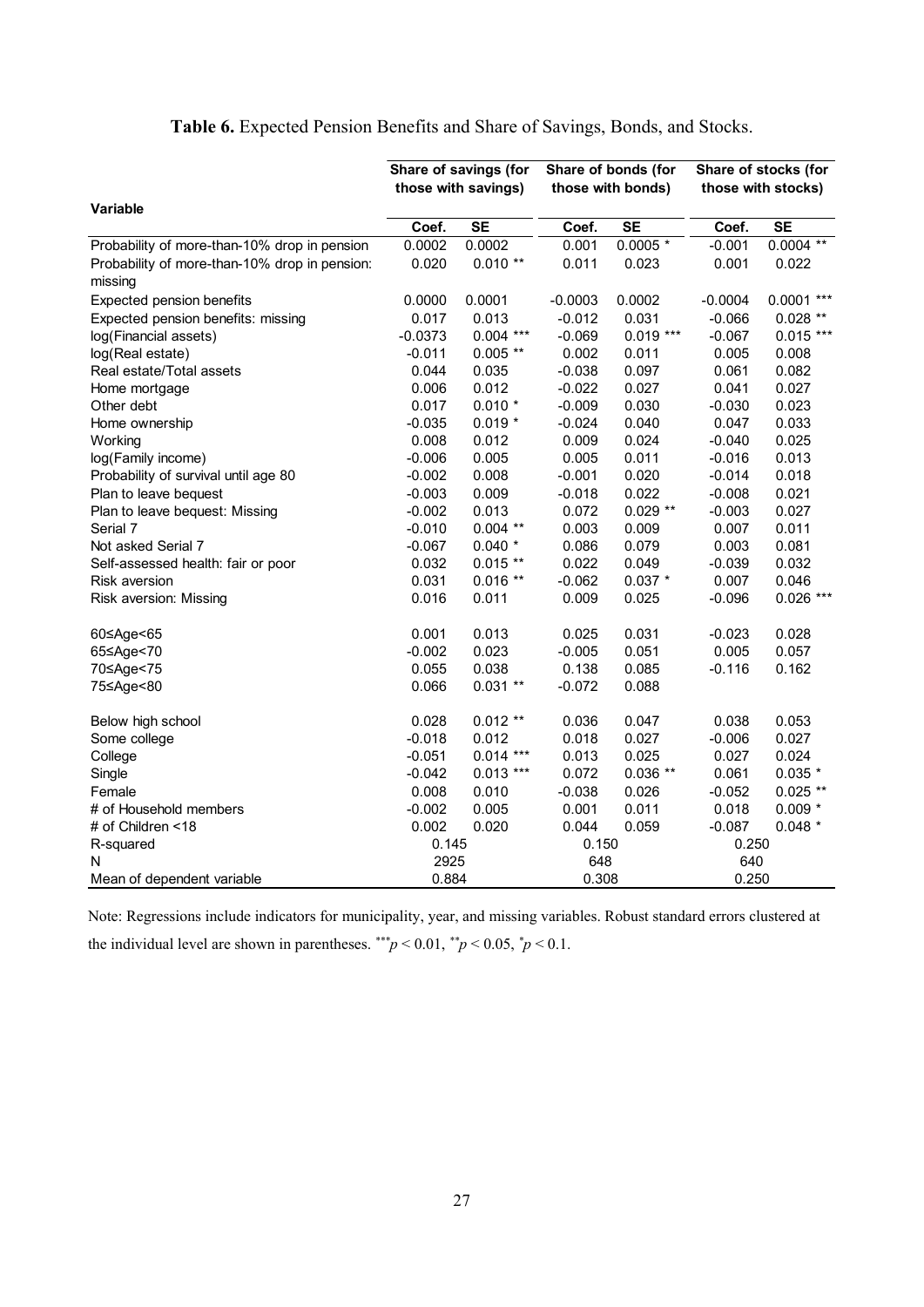**Table 6.** Expected Pension Benefits and Share of Savings, Bonds, and Stocks.

| Variable | Share of savings (for those with savings) | | Share of bonds (for those with bonds) | | Share of stocks (for those with stocks) | |
|---|---|---|---|---|---|---|
| | Coef. | SE | Coef. | SE | Coef. | SE |
| Probability of more-than-10% drop in pension | 0.0002 | 0.0002 | 0.001 | 0.0005 * | -0.001 | 0.0004 ** |
| Probability of more-than-10% drop in pension: missing | 0.020 | 0.010 ** | 0.011 | 0.023 | 0.001 | 0.022 |
| Expected pension benefits | 0.0000 | 0.0001 | -0.0003 | 0.0002 | -0.0004 | 0.0001 *** |
| Expected pension benefits: missing | 0.017 | 0.013 | -0.012 | 0.031 | -0.066 | 0.028 ** |
| log(Financial assets) | -0.0373 | 0.004 *** | -0.069 | 0.019 *** | -0.067 | 0.015 *** |
| log(Real estate) | -0.011 | 0.005 ** | 0.002 | 0.011 | 0.005 | 0.008 |
| Real estate/Total assets | 0.044 | 0.035 | -0.038 | 0.097 | 0.061 | 0.082 |
| Home mortgage | 0.006 | 0.012 | -0.022 | 0.027 | 0.041 | 0.027 |
| Other debt | 0.017 | 0.010 * | -0.009 | 0.030 | -0.030 | 0.023 |
| Home ownership | -0.035 | 0.019 * | -0.024 | 0.040 | 0.047 | 0.033 |
| Working | 0.008 | 0.012 | 0.009 | 0.024 | -0.040 | 0.025 |
| log(Family income) | -0.006 | 0.005 | 0.005 | 0.011 | -0.016 | 0.013 |
| Probability of survival until age 80 | -0.002 | 0.008 | -0.001 | 0.020 | -0.014 | 0.018 |
| Plan to leave bequest | -0.003 | 0.009 | -0.018 | 0.022 | -0.008 | 0.021 |
| Plan to leave bequest: Missing | -0.002 | 0.013 | 0.072 | 0.029 ** | -0.003 | 0.027 |
| Serial 7 | -0.010 | 0.004 ** | 0.003 | 0.009 | 0.007 | 0.011 |
| Not asked Serial 7 | -0.067 | 0.040 * | 0.086 | 0.079 | 0.003 | 0.081 |
| Self-assessed health: fair or poor | 0.032 | 0.015 ** | 0.022 | 0.049 | -0.039 | 0.032 |
| Risk aversion | 0.031 | 0.016 ** | -0.062 | 0.037 * | 0.007 | 0.046 |
| Risk aversion: Missing | 0.016 | 0.011 | 0.009 | 0.025 | -0.096 | 0.026 *** |
| 60≤Age<65 | 0.001 | 0.013 | 0.025 | 0.031 | -0.023 | 0.028 |
| 65≤Age<70 | -0.002 | 0.023 | -0.005 | 0.051 | 0.005 | 0.057 |
| 70≤Age<75 | 0.055 | 0.038 | 0.138 | 0.085 | -0.116 | 0.162 |
| 75≤Age<80 | 0.066 | 0.031 ** | -0.072 | 0.088 | | |
| Below high school | 0.028 | 0.012 ** | 0.036 | 0.047 | 0.038 | 0.053 |
| Some college | -0.018 | 0.012 | 0.018 | 0.027 | -0.006 | 0.027 |
| College | -0.051 | 0.014 *** | 0.013 | 0.025 | 0.027 | 0.024 |
| Single | -0.042 | 0.013 *** | 0.072 | 0.036 ** | 0.061 | 0.035 * |
| Female | 0.008 | 0.010 | -0.038 | 0.026 | -0.052 | 0.025 ** |
| # of Household members | -0.002 | 0.005 | 0.001 | 0.011 | 0.018 | 0.009 * |
| # of Children <18 | 0.002 | 0.020 | 0.044 | 0.059 | -0.087 | 0.048 * |
| R-squared | 0.145 | | 0.150 | | 0.250 | |
| N | 2925 | | 648 | | 640 | |
| Mean of dependent variable | 0.884 | | 0.308 | | 0.250 | |

Note: Regressions include indicators for municipality, year, and missing variables. Robust standard errors clustered at the individual level are shown in parentheses. $^{***}p < 0.01$, $^{**}p < 0.05$, $^{*}p < 0.1$.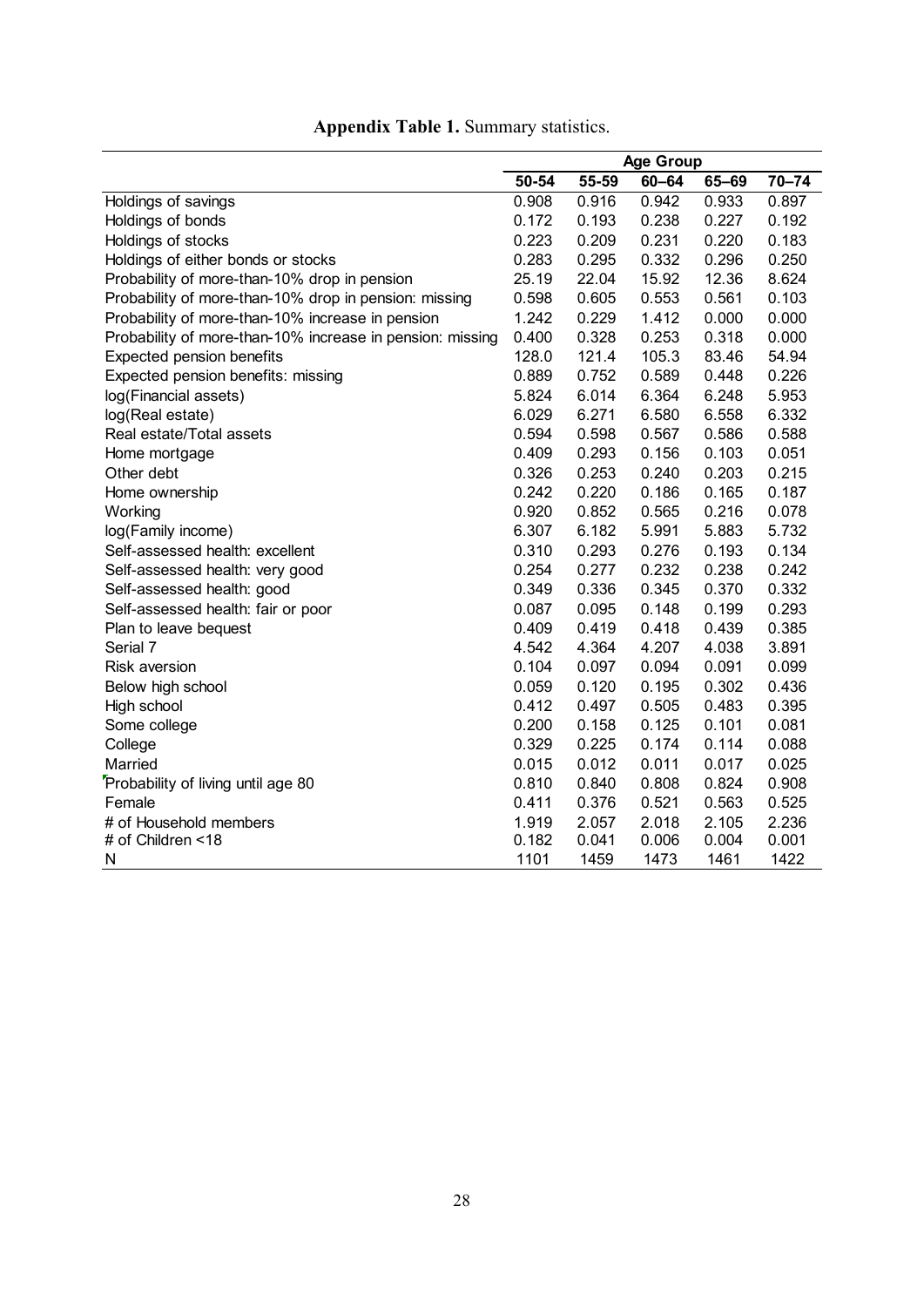**Appendix Table 1.** Summary statistics.

| | Age Group | | | | |
|---|---|---|---|---|---|
| | 50-54 | 55-59 | 60–64 | 65–69 | 70–74 |
| Holdings of savings | 0.908 | 0.916 | 0.942 | 0.933 | 0.897 |
| Holdings of bonds | 0.172 | 0.193 | 0.238 | 0.227 | 0.192 |
| Holdings of stocks | 0.223 | 0.209 | 0.231 | 0.220 | 0.183 |
| Holdings of either bonds or stocks | 0.283 | 0.295 | 0.332 | 0.296 | 0.250 |
| Probability of more-than-10% drop in pension | 25.19 | 22.04 | 15.92 | 12.36 | 8.624 |
| Probability of more-than-10% drop in pension: missing | 0.598 | 0.605 | 0.553 | 0.561 | 0.103 |
| Probability of more-than-10% increase in pension | 1.242 | 0.229 | 1.412 | 0.000 | 0.000 |
| Probability of more-than-10% increase in pension: missing | 0.400 | 0.328 | 0.253 | 0.318 | 0.000 |
| Expected pension benefits | 128.0 | 121.4 | 105.3 | 83.46 | 54.94 |
| Expected pension benefits: missing | 0.889 | 0.752 | 0.589 | 0.448 | 0.226 |
| log(Financial assets) | 5.824 | 6.014 | 6.364 | 6.248 | 5.953 |
| log(Real estate) | 6.029 | 6.271 | 6.580 | 6.558 | 6.332 |
| Real estate/Total assets | 0.594 | 0.598 | 0.567 | 0.586 | 0.588 |
| Home mortgage | 0.409 | 0.293 | 0.156 | 0.103 | 0.051 |
| Other debt | 0.326 | 0.253 | 0.240 | 0.203 | 0.215 |
| Home ownership | 0.242 | 0.220 | 0.186 | 0.165 | 0.187 |
| Working | 0.920 | 0.852 | 0.565 | 0.216 | 0.078 |
| log(Family income) | 6.307 | 6.182 | 5.991 | 5.883 | 5.732 |
| Self-assessed health: excellent | 0.310 | 0.293 | 0.276 | 0.193 | 0.134 |
| Self-assessed health: very good | 0.254 | 0.277 | 0.232 | 0.238 | 0.242 |
| Self-assessed health: good | 0.349 | 0.336 | 0.345 | 0.370 | 0.332 |
| Self-assessed health: fair or poor | 0.087 | 0.095 | 0.148 | 0.199 | 0.293 |
| Plan to leave bequest | 0.409 | 0.419 | 0.418 | 0.439 | 0.385 |
| Serial 7 | 4.542 | 4.364 | 4.207 | 4.038 | 3.891 |
| Risk aversion | 0.104 | 0.097 | 0.094 | 0.091 | 0.099 |
| Below high school | 0.059 | 0.120 | 0.195 | 0.302 | 0.436 |
| High school | 0.412 | 0.497 | 0.505 | 0.483 | 0.395 |
| Some college | 0.200 | 0.158 | 0.125 | 0.101 | 0.081 |
| College | 0.329 | 0.225 | 0.174 | 0.114 | 0.088 |
| Married | 0.015 | 0.012 | 0.011 | 0.017 | 0.025 |
| Probability of living until age 80 | 0.810 | 0.840 | 0.808 | 0.824 | 0.908 |
| Female | 0.411 | 0.376 | 0.521 | 0.563 | 0.525 |
| # of Household members | 1.919 | 2.057 | 2.018 | 2.105 | 2.236 |
| # of Children <18 | 0.182 | 0.041 | 0.006 | 0.004 | 0.001 |
| N | 1101 | 1459 | 1473 | 1461 | 1422 |